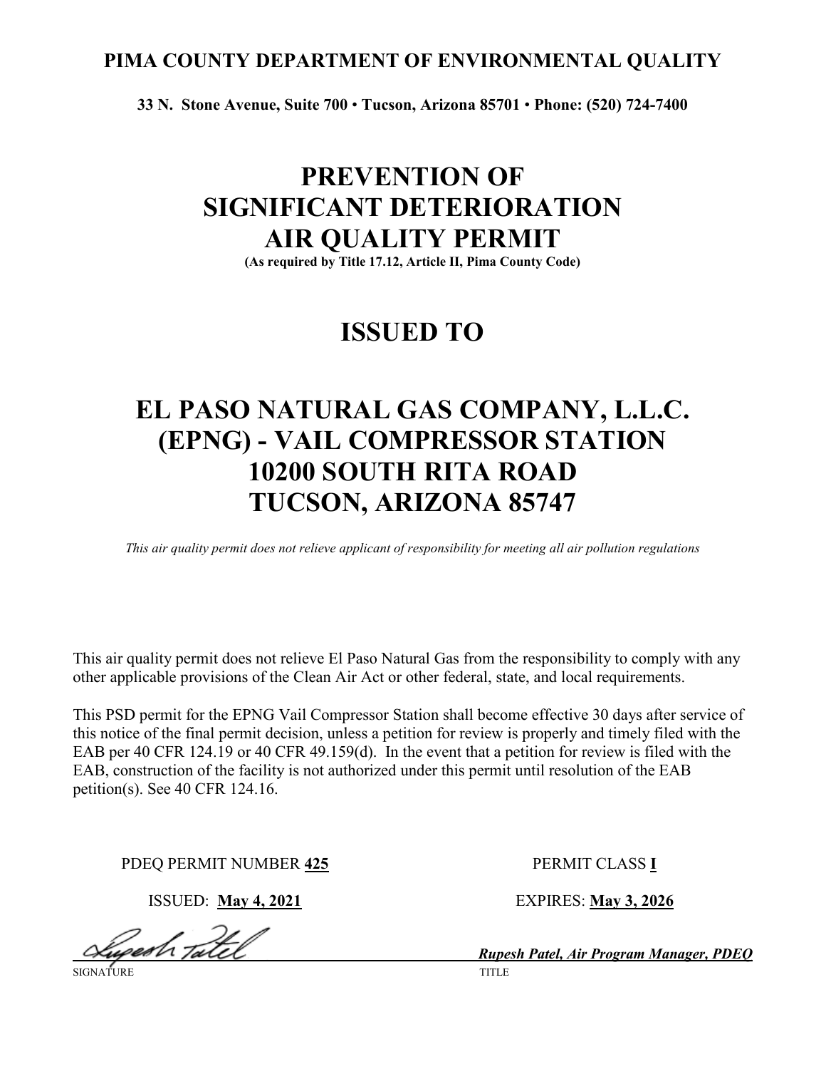**PIMA COUNTY DEPARTMENT OF ENVIRONMENTAL QUALITY**

**33 N. Stone Avenue, Suite 700 • Tucson, Arizona 85701 • Phone: (520) 724-7400**

# PREVENTION OF SIGNIFICANT DETERIORATION AIR QUALITY PERMIT

**(As required by Title 17.12, Article II, Pima County Code)**

# ISSUED TO

# EL PASO NATURAL GAS COMPANY, L.L.C. (EPNG) - VAIL COMPRESSOR STATION 10200 SOUTH RITA ROAD TUCSON, ARIZONA 85747

*This air quality permit does not relieve applicant of responsibility for meeting all air pollution regulations*

This air quality permit does not relieve El Paso Natural Gas from the responsibility to comply with any other applicable provisions of the Clean Air Act or other federal, state, and local requirements.

This PSD permit for the EPNG Vail Compressor Station shall become effective 30 days after service of this notice of the final permit decision, unless a petition for review is properly and timely filed with the EAB per 40 CFR 124.19 or 40 CFR 49.159(d). In the event that a petition for review is filed with the EAB, construction of the facility is not authorized under this permit until resolution of the EAB petition(s). See 40 CFR 124.16.

PDEQ PERMIT NUMBER **425** PERMIT CLASS **I**

ISSUED: **May 4, 2021** EXPIRES: **May 3, 2026**

SIGNATURE: Rupesh Patel

TITLE: ***Rupesh Patel, Air Program Manager, PDEQ***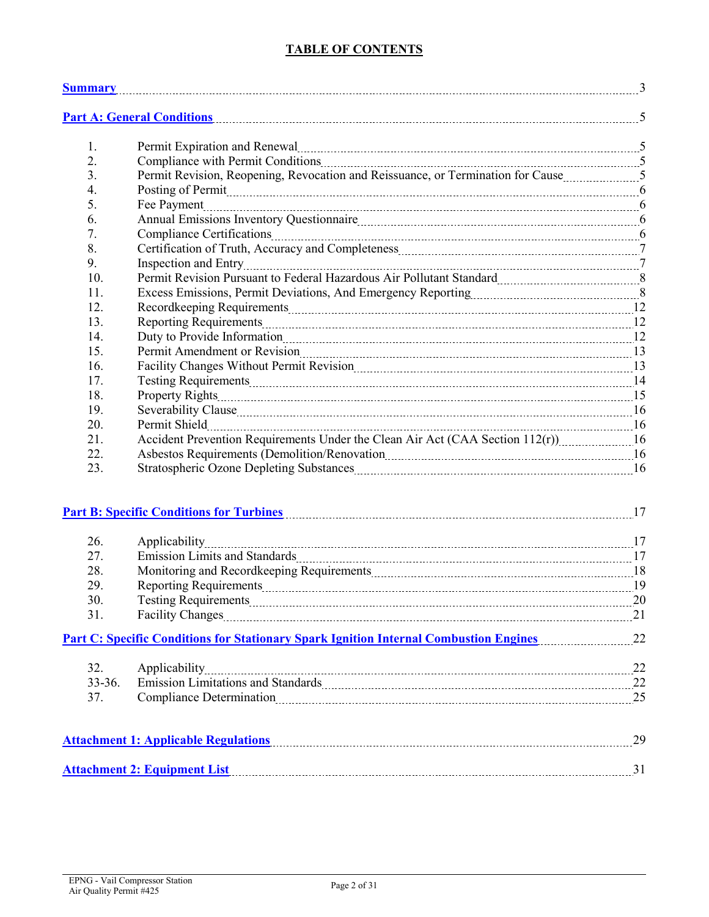# TABLE OF CONTENTS

| | | |
|---|---|---|
| **Summary** | | 3 |
| **Part A: General Conditions** | | 5 |
| 1. | Permit Expiration and Renewal | 5 |
| 2. | Compliance with Permit Conditions | 5 |
| 3. | Permit Revision, Reopening, Revocation and Reissuance, or Termination for Cause | 5 |
| 4. | Posting of Permit | 6 |
| 5. | Fee Payment | 6 |
| 6. | Annual Emissions Inventory Questionnaire | 6 |
| 7. | Compliance Certifications | 6 |
| 8. | Certification of Truth, Accuracy and Completeness | 7 |
| 9. | Inspection and Entry | 7 |
| 10. | Permit Revision Pursuant to Federal Hazardous Air Pollutant Standard | 8 |
| 11. | Excess Emissions, Permit Deviations, And Emergency Reporting | 8 |
| 12. | Recordkeeping Requirements | 12 |
| 13. | Reporting Requirements | 12 |
| 14. | Duty to Provide Information | 12 |
| 15. | Permit Amendment or Revision | 13 |
| 16. | Facility Changes Without Permit Revision | 13 |
| 17. | Testing Requirements | 14 |
| 18. | Property Rights | 15 |
| 19. | Severability Clause | 16 |
| 20. | Permit Shield | 16 |
| 21. | Accident Prevention Requirements Under the Clean Air Act (CAA Section 112(r)) | 16 |
| 22. | Asbestos Requirements (Demolition/Renovation | 16 |
| 23. | Stratospheric Ozone Depleting Substances | 16 |
| **Part B: Specific Conditions for Turbines** | | 17 |
| 26. | Applicability | 17 |
| 27. | Emission Limits and Standards | 17 |
| 28. | Monitoring and Recordkeeping Requirements | 18 |
| 29. | Reporting Requirements | 19 |
| 30. | Testing Requirements | 20 |
| 31. | Facility Changes | 21 |
| **Part C: Specific Conditions for Stationary Spark Ignition Internal Combustion Engines** | | 22 |
| 32. | Applicability | 22 |
| 33-36. | Emission Limitations and Standards | 22 |
| 37. | Compliance Determination | 25 |
| **Attachment 1: Applicable Regulations** | | 29 |
| **Attachment 2: Equipment List** | | 31 |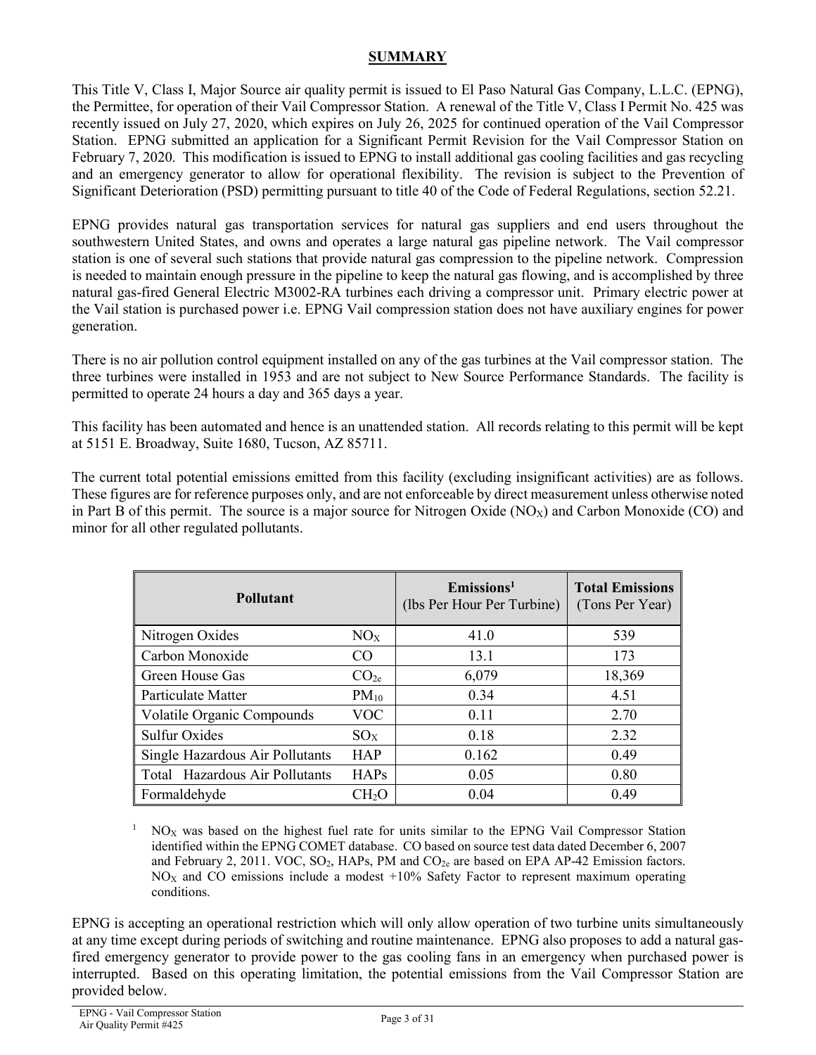## SUMMARY

This Title V, Class I, Major Source air quality permit is issued to El Paso Natural Gas Company, L.L.C. (EPNG), the Permittee, for operation of their Vail Compressor Station. A renewal of the Title V, Class I Permit No. 425 was recently issued on July 27, 2020, which expires on July 26, 2025 for continued operation of the Vail Compressor Station. EPNG submitted an application for a Significant Permit Revision for the Vail Compressor Station on February 7, 2020. This modification is issued to EPNG to install additional gas cooling facilities and gas recycling and an emergency generator to allow for operational flexibility. The revision is subject to the Prevention of Significant Deterioration (PSD) permitting pursuant to title 40 of the Code of Federal Regulations, section 52.21.

EPNG provides natural gas transportation services for natural gas suppliers and end users throughout the southwestern United States, and owns and operates a large natural gas pipeline network. The Vail compressor station is one of several such stations that provide natural gas compression to the pipeline network. Compression is needed to maintain enough pressure in the pipeline to keep the natural gas flowing, and is accomplished by three natural gas-fired General Electric M3002-RA turbines each driving a compressor unit. Primary electric power at the Vail station is purchased power i.e. EPNG Vail compression station does not have auxiliary engines for power generation.

There is no air pollution control equipment installed on any of the gas turbines at the Vail compressor station. The three turbines were installed in 1953 and are not subject to New Source Performance Standards. The facility is permitted to operate 24 hours a day and 365 days a year.

This facility has been automated and hence is an unattended station. All records relating to this permit will be kept at 5151 E. Broadway, Suite 1680, Tucson, AZ 85711.

The current total potential emissions emitted from this facility (excluding insignificant activities) are as follows. These figures are for reference purposes only, and are not enforceable by direct measurement unless otherwise noted in Part B of this permit. The source is a major source for Nitrogen Oxide ($NO_X$) and Carbon Monoxide (CO) and minor for all other regulated pollutants.

| Pollutant | | Emissions[1] (lbs Per Hour Per Turbine) | Total Emissions (Tons Per Year) |
|---|---|---|---|
| Nitrogen Oxides | $NO_X$ | 41.0 | 539 |
| Carbon Monoxide | CO | 13.1 | 173 |
| Green House Gas | $CO_{2e}$ | 6,079 | 18,369 |
| Particulate Matter | $PM_{10}$ | 0.34 | 4.51 |
| Volatile Organic Compounds | VOC | 0.11 | 2.70 |
| Sulfur Oxides | $SO_X$ | 0.18 | 2.32 |
| Single Hazardous Air Pollutants | HAP | 0.162 | 0.49 |
| Total Hazardous Air Pollutants | HAPs | 0.05 | 0.80 |
| Formaldehyde | $CH_2O$ | 0.04 | 0.49 |

[1] $NO_X$ was based on the highest fuel rate for units similar to the EPNG Vail Compressor Station identified within the EPNG COMET database. CO based on source test data dated December 6, 2007 and February 2, 2011. VOC, $SO_2$, HAPs, PM and $CO_{2e}$ are based on EPA AP-42 Emission factors. $NO_X$ and CO emissions include a modest +10% Safety Factor to represent maximum operating conditions.

EPNG is accepting an operational restriction which will only allow operation of two turbine units simultaneously at any time except during periods of switching and routine maintenance. EPNG also proposes to add a natural gas-fired emergency generator to provide power to the gas cooling fans in an emergency when purchased power is interrupted. Based on this operating limitation, the potential emissions from the Vail Compressor Station are provided below.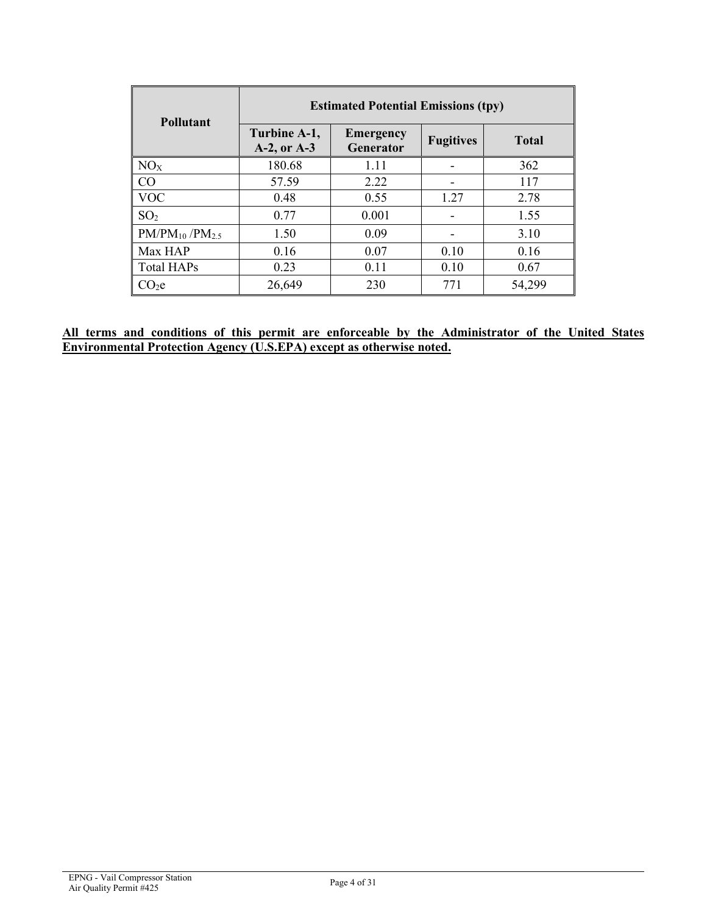| Pollutant | Estimated Potential Emissions (tpy) | | | |
|---|---|---|---|---|
| | **Turbine A-1, A-2, or A-3** | **Emergency Generator** | **Fugitives** | **Total** |
| $NO_X$ | 180.68 | 1.11 | - | 362 |
| CO | 57.59 | 2.22 | - | 117 |
| VOC | 0.48 | 0.55 | 1.27 | 2.78 |
| $SO_2$ | 0.77 | 0.001 | - | 1.55 |
| $PM/PM_{10}/PM_{2.5}$ | 1.50 | 0.09 | - | 3.10 |
| Max HAP | 0.16 | 0.07 | 0.10 | 0.16 |
| Total HAPs | 0.23 | 0.11 | 0.10 | 0.67 |
| $CO_2e$ | 26,649 | 230 | 771 | 54,299 |

**All terms and conditions of this permit are enforceable by the Administrator of the United States Environmental Protection Agency (U.S.EPA) except as otherwise noted.**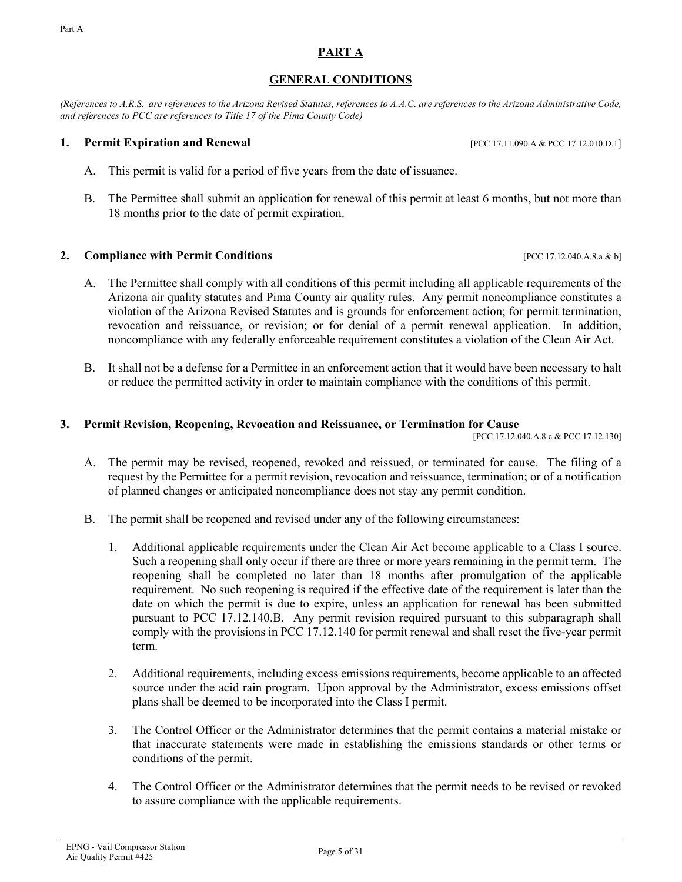# PART A

## GENERAL CONDITIONS

*(References to A.R.S. are references to the Arizona Revised Statutes, references to A.A.C. are references to the Arizona Administrative Code, and references to PCC are references to Title 17 of the Pima County Code)*

### 1. Permit Expiration and Renewal

[PCC 17.11.090.A & PCC 17.12.010.D.1]

A. This permit is valid for a period of five years from the date of issuance.

B. The Permittee shall submit an application for renewal of this permit at least 6 months, but not more than 18 months prior to the date of permit expiration.

### 2. Compliance with Permit Conditions

[PCC 17.12.040.A.8.a & b]

A. The Permittee shall comply with all conditions of this permit including all applicable requirements of the Arizona air quality statutes and Pima County air quality rules. Any permit noncompliance constitutes a violation of the Arizona Revised Statutes and is grounds for enforcement action; for permit termination, revocation and reissuance, or revision; or for denial of a permit renewal application. In addition, noncompliance with any federally enforceable requirement constitutes a violation of the Clean Air Act.

B. It shall not be a defense for a Permittee in an enforcement action that it would have been necessary to halt or reduce the permitted activity in order to maintain compliance with the conditions of this permit.

### 3. Permit Revision, Reopening, Revocation and Reissuance, or Termination for Cause

[PCC 17.12.040.A.8.c & PCC 17.12.130]

A. The permit may be revised, reopened, revoked and reissued, or terminated for cause. The filing of a request by the Permittee for a permit revision, revocation and reissuance, termination; or of a notification of planned changes or anticipated noncompliance does not stay any permit condition.

B. The permit shall be reopened and revised under any of the following circumstances:

1. Additional applicable requirements under the Clean Air Act become applicable to a Class I source. Such a reopening shall only occur if there are three or more years remaining in the permit term. The reopening shall be completed no later than 18 months after promulgation of the applicable requirement. No such reopening is required if the effective date of the requirement is later than the date on which the permit is due to expire, unless an application for renewal has been submitted pursuant to PCC 17.12.140.B. Any permit revision required pursuant to this subparagraph shall comply with the provisions in PCC 17.12.140 for permit renewal and shall reset the five-year permit term.

2. Additional requirements, including excess emissions requirements, become applicable to an affected source under the acid rain program. Upon approval by the Administrator, excess emissions offset plans shall be deemed to be incorporated into the Class I permit.

3. The Control Officer or the Administrator determines that the permit contains a material mistake or that inaccurate statements were made in establishing the emissions standards or other terms or conditions of the permit.

4. The Control Officer or the Administrator determines that the permit needs to be revised or revoked to assure compliance with the applicable requirements.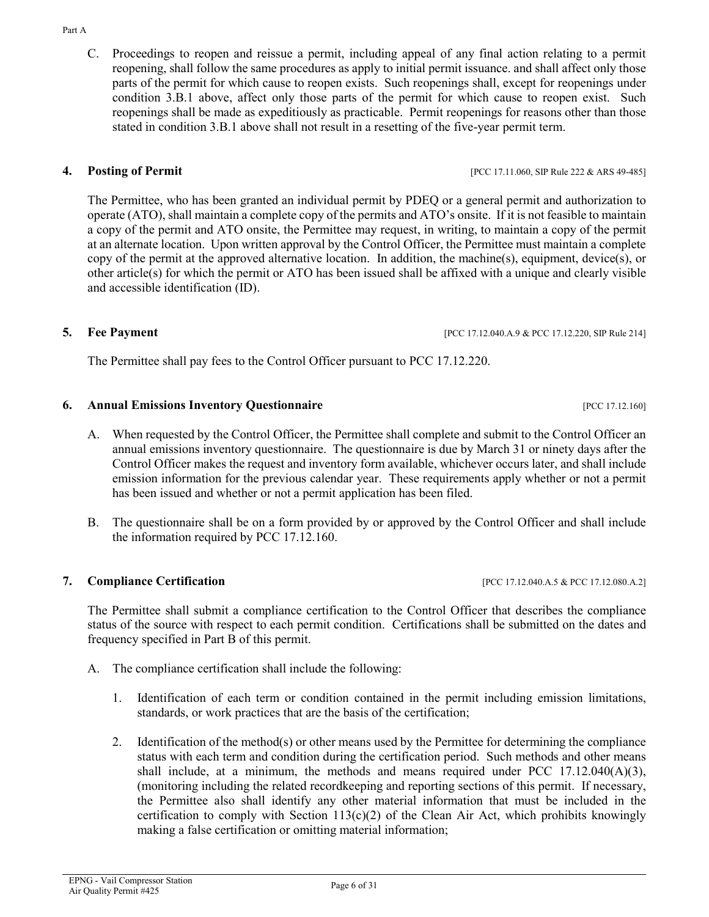C. Proceedings to reopen and reissue a permit, including appeal of any final action relating to a permit reopening, shall follow the same procedures as apply to initial permit issuance. and shall affect only those parts of the permit for which cause to reopen exists. Such reopenings shall, except for reopenings under condition 3.B.1 above, affect only those parts of the permit for which cause to reopen exist. Such reopenings shall be made as expeditiously as practicable. Permit reopenings for reasons other than those stated in condition 3.B.1 above shall not result in a resetting of the five-year permit term.

**4. Posting of Permit** [PCC 17.11.060, SIP Rule 222 & ARS 49-485]

The Permittee, who has been granted an individual permit by PDEQ or a general permit and authorization to operate (ATO), shall maintain a complete copy of the permits and ATO's onsite. If it is not feasible to maintain a copy of the permit and ATO onsite, the Permittee may request, in writing, to maintain a copy of the permit at an alternate location. Upon written approval by the Control Officer, the Permittee must maintain a complete copy of the permit at the approved alternative location. In addition, the machine(s), equipment, device(s), or other article(s) for which the permit or ATO has been issued shall be affixed with a unique and clearly visible and accessible identification (ID).

**5. Fee Payment** [PCC 17.12.040.A.9 & PCC 17.12.220, SIP Rule 214]

The Permittee shall pay fees to the Control Officer pursuant to PCC 17.12.220.

**6. Annual Emissions Inventory Questionnaire** [PCC 17.12.160]

A. When requested by the Control Officer, the Permittee shall complete and submit to the Control Officer an annual emissions inventory questionnaire. The questionnaire is due by March 31 or ninety days after the Control Officer makes the request and inventory form available, whichever occurs later, and shall include emission information for the previous calendar year. These requirements apply whether or not a permit has been issued and whether or not a permit application has been filed.

B. The questionnaire shall be on a form provided by or approved by the Control Officer and shall include the information required by PCC 17.12.160.

**7. Compliance Certification** [PCC 17.12.040.A.5 & PCC 17.12.080.A.2]

The Permittee shall submit a compliance certification to the Control Officer that describes the compliance status of the source with respect to each permit condition. Certifications shall be submitted on the dates and frequency specified in Part B of this permit.

A. The compliance certification shall include the following:

1. Identification of each term or condition contained in the permit including emission limitations, standards, or work practices that are the basis of the certification;

2. Identification of the method(s) or other means used by the Permittee for determining the compliance status with each term and condition during the certification period. Such methods and other means shall include, at a minimum, the methods and means required under PCC 17.12.040(A)(3), (monitoring including the related recordkeeping and reporting sections of this permit. If necessary, the Permittee also shall identify any other material information that must be included in the certification to comply with Section 113(c)(2) of the Clean Air Act, which prohibits knowingly making a false certification or omitting material information;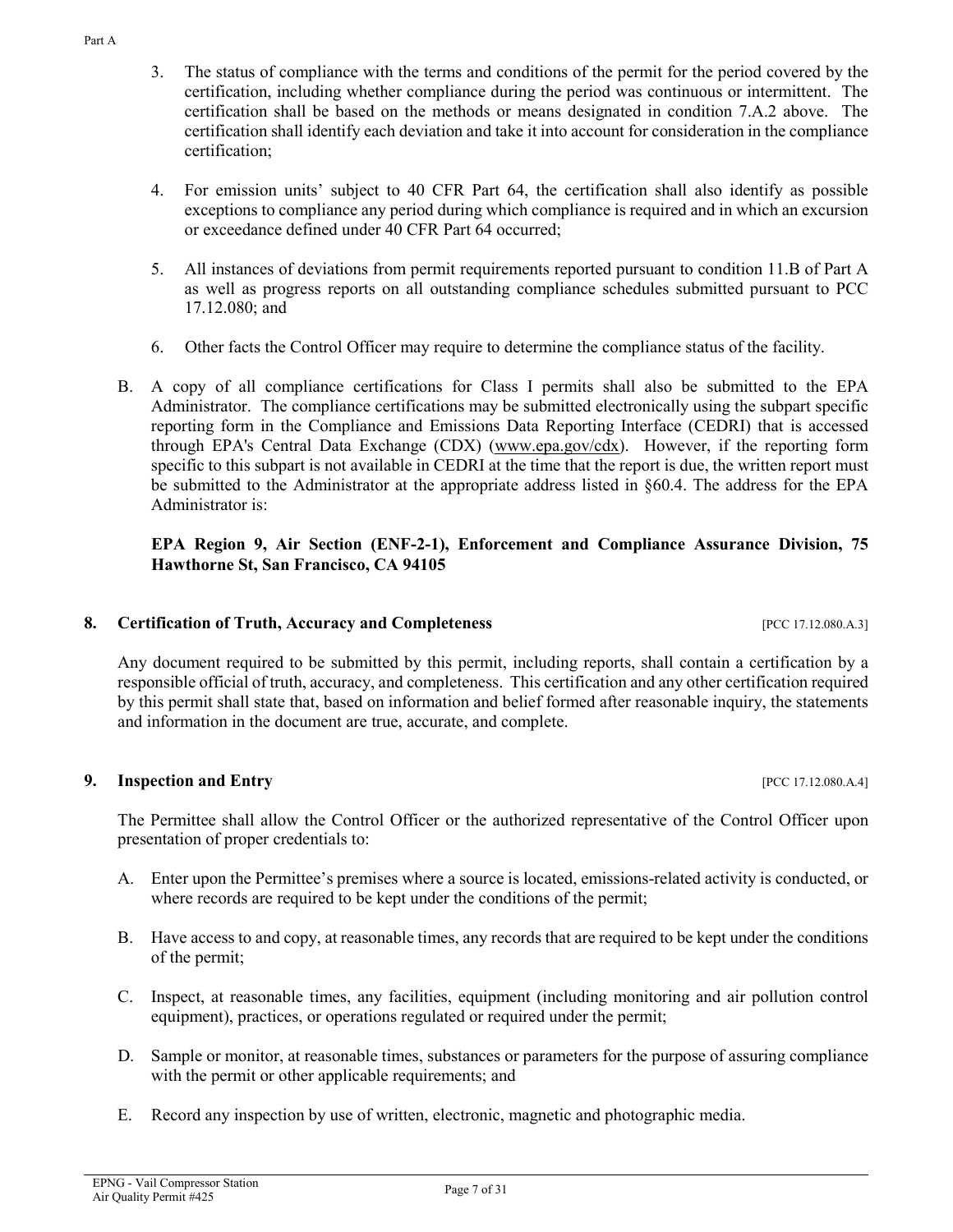3. The status of compliance with the terms and conditions of the permit for the period covered by the certification, including whether compliance during the period was continuous or intermittent. The certification shall be based on the methods or means designated in condition 7.A.2 above. The certification shall identify each deviation and take it into account for consideration in the compliance certification;

4. For emission units' subject to 40 CFR Part 64, the certification shall also identify as possible exceptions to compliance any period during which compliance is required and in which an excursion or exceedance defined under 40 CFR Part 64 occurred;

5. All instances of deviations from permit requirements reported pursuant to condition 11.B of Part A as well as progress reports on all outstanding compliance schedules submitted pursuant to PCC 17.12.080; and

6. Other facts the Control Officer may require to determine the compliance status of the facility.

B. A copy of all compliance certifications for Class I permits shall also be submitted to the EPA Administrator. The compliance certifications may be submitted electronically using the subpart specific reporting form in the Compliance and Emissions Data Reporting Interface (CEDRI) that is accessed through EPA's Central Data Exchange (CDX) (www.epa.gov/cdx). However, if the reporting form specific to this subpart is not available in CEDRI at the time that the report is due, the written report must be submitted to the Administrator at the appropriate address listed in §60.4. The address for the EPA Administrator is:

**EPA Region 9, Air Section (ENF-2-1), Enforcement and Compliance Assurance Division, 75 Hawthorne St, San Francisco, CA 94105**

### 8. Certification of Truth, Accuracy and Completeness [PCC 17.12.080.A.3]

Any document required to be submitted by this permit, including reports, shall contain a certification by a responsible official of truth, accuracy, and completeness. This certification and any other certification required by this permit shall state that, based on information and belief formed after reasonable inquiry, the statements and information in the document are true, accurate, and complete.

### 9. Inspection and Entry [PCC 17.12.080.A.4]

The Permittee shall allow the Control Officer or the authorized representative of the Control Officer upon presentation of proper credentials to:

A. Enter upon the Permittee's premises where a source is located, emissions-related activity is conducted, or where records are required to be kept under the conditions of the permit;

B. Have access to and copy, at reasonable times, any records that are required to be kept under the conditions of the permit;

C. Inspect, at reasonable times, any facilities, equipment (including monitoring and air pollution control equipment), practices, or operations regulated or required under the permit;

D. Sample or monitor, at reasonable times, substances or parameters for the purpose of assuring compliance with the permit or other applicable requirements; and

E. Record any inspection by use of written, electronic, magnetic and photographic media.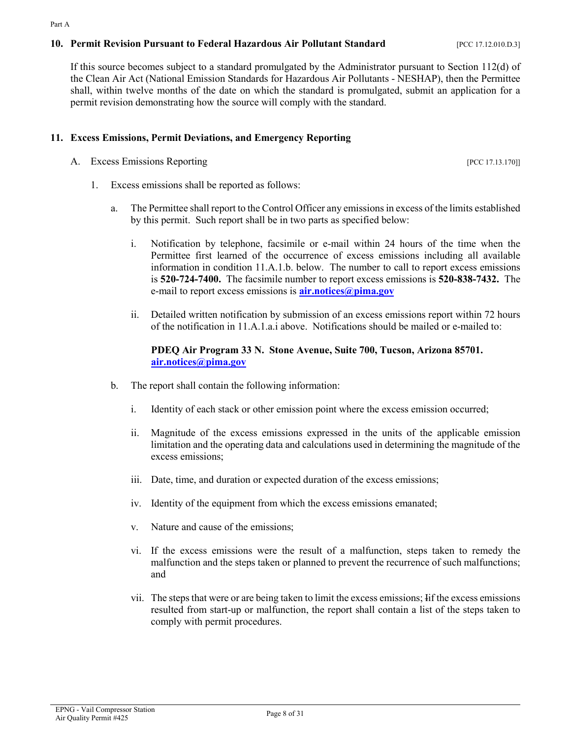### 10. Permit Revision Pursuant to Federal Hazardous Air Pollutant Standard [PCC 17.12.010.D.3]

If this source becomes subject to a standard promulgated by the Administrator pursuant to Section 112(d) of the Clean Air Act (National Emission Standards for Hazardous Air Pollutants - NESHAP), then the Permittee shall, within twelve months of the date on which the standard is promulgated, submit an application for a permit revision demonstrating how the source will comply with the standard.

### 11. Excess Emissions, Permit Deviations, and Emergency Reporting

A. Excess Emissions Reporting [PCC 17.13.170]]

1. Excess emissions shall be reported as follows:

   a. The Permittee shall report to the Control Officer any emissions in excess of the limits established by this permit. Such report shall be in two parts as specified below:

      i. Notification by telephone, facsimile or e-mail within 24 hours of the time when the Permittee first learned of the occurrence of excess emissions including all available information in condition 11.A.1.b. below. The number to call to report excess emissions is **520-724-7400.** The facsimile number to report excess emissions is **520-838-7432.** The e-mail to report excess emissions is **air.notices@pima.gov**

      ii. Detailed written notification by submission of an excess emissions report within 72 hours of the notification in 11.A.1.a.i above. Notifications should be mailed or e-mailed to:

      **PDEQ Air Program 33 N. Stone Avenue, Suite 700, Tucson, Arizona 85701.**
      **air.notices@pima.gov**

   b. The report shall contain the following information:

      i. Identity of each stack or other emission point where the excess emission occurred;

      ii. Magnitude of the excess emissions expressed in the units of the applicable emission limitation and the operating data and calculations used in determining the magnitude of the excess emissions;

      iii. Date, time, and duration or expected duration of the excess emissions;

      iv. Identity of the equipment from which the excess emissions emanated;

      v. Nature and cause of the emissions;

      vi. If the excess emissions were the result of a malfunction, steps taken to remedy the malfunction and the steps taken or planned to prevent the recurrence of such malfunctions; and

      vii. The steps that were or are being taken to limit the excess emissions; Iif the excess emissions resulted from start-up or malfunction, the report shall contain a list of the steps taken to comply with permit procedures.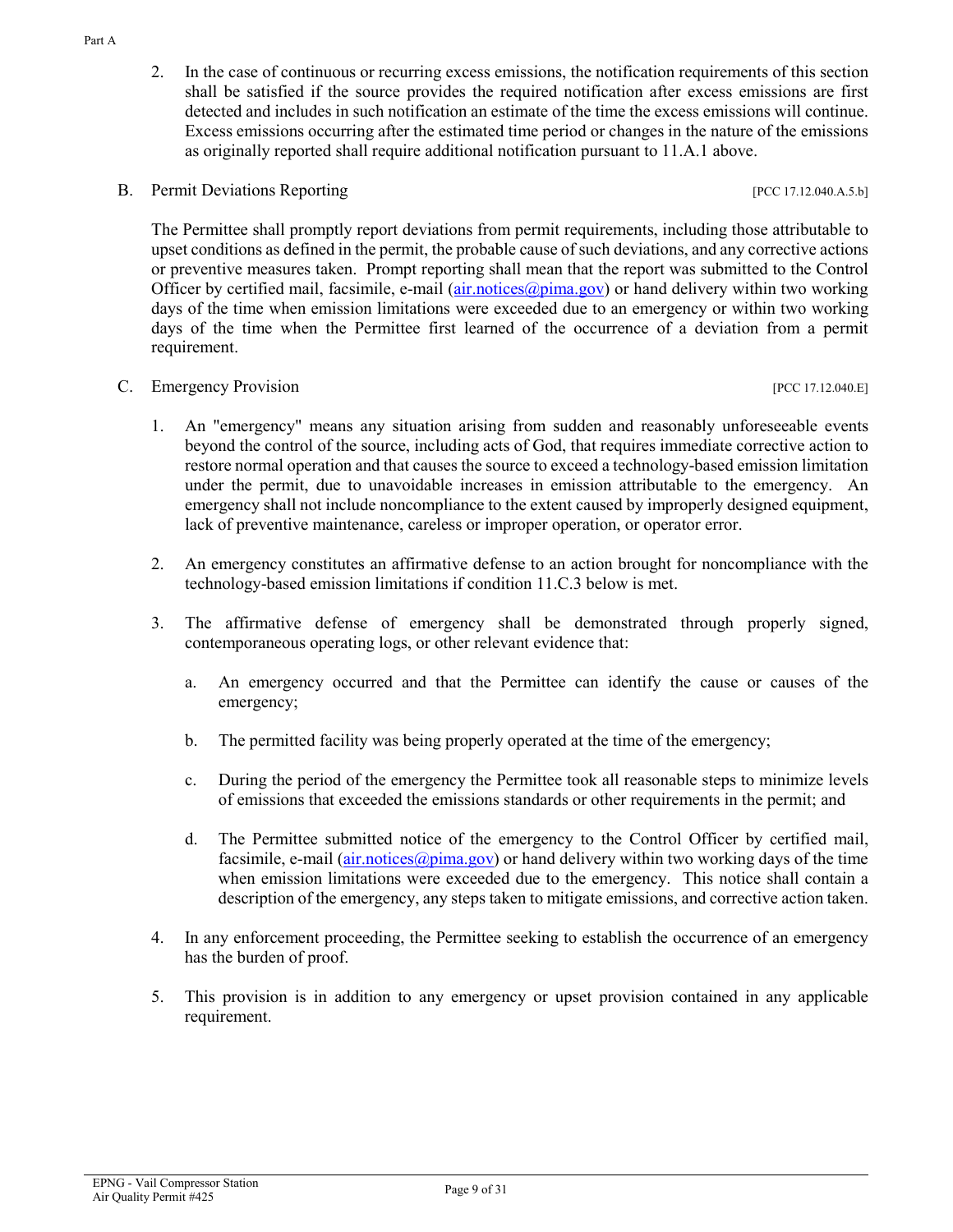2. In the case of continuous or recurring excess emissions, the notification requirements of this section shall be satisfied if the source provides the required notification after excess emissions are first detected and includes in such notification an estimate of the time the excess emissions will continue. Excess emissions occurring after the estimated time period or changes in the nature of the emissions as originally reported shall require additional notification pursuant to 11.A.1 above.

B. Permit Deviations Reporting [PCC 17.12.040.A.5.b]

The Permittee shall promptly report deviations from permit requirements, including those attributable to upset conditions as defined in the permit, the probable cause of such deviations, and any corrective actions or preventive measures taken. Prompt reporting shall mean that the report was submitted to the Control Officer by certified mail, facsimile, e-mail (air.notices@pima.gov) or hand delivery within two working days of the time when emission limitations were exceeded due to an emergency or within two working days of the time when the Permittee first learned of the occurrence of a deviation from a permit requirement.

C. Emergency Provision [PCC 17.12.040.E]

1. An "emergency" means any situation arising from sudden and reasonably unforeseeable events beyond the control of the source, including acts of God, that requires immediate corrective action to restore normal operation and that causes the source to exceed a technology-based emission limitation under the permit, due to unavoidable increases in emission attributable to the emergency. An emergency shall not include noncompliance to the extent caused by improperly designed equipment, lack of preventive maintenance, careless or improper operation, or operator error.

2. An emergency constitutes an affirmative defense to an action brought for noncompliance with the technology-based emission limitations if condition 11.C.3 below is met.

3. The affirmative defense of emergency shall be demonstrated through properly signed, contemporaneous operating logs, or other relevant evidence that:

   a. An emergency occurred and that the Permittee can identify the cause or causes of the emergency;

   b. The permitted facility was being properly operated at the time of the emergency;

   c. During the period of the emergency the Permittee took all reasonable steps to minimize levels of emissions that exceeded the emissions standards or other requirements in the permit; and

   d. The Permittee submitted notice of the emergency to the Control Officer by certified mail, facsimile, e-mail (air.notices@pima.gov) or hand delivery within two working days of the time when emission limitations were exceeded due to the emergency. This notice shall contain a description of the emergency, any steps taken to mitigate emissions, and corrective action taken.

4. In any enforcement proceeding, the Permittee seeking to establish the occurrence of an emergency has the burden of proof.

5. This provision is in addition to any emergency or upset provision contained in any applicable requirement.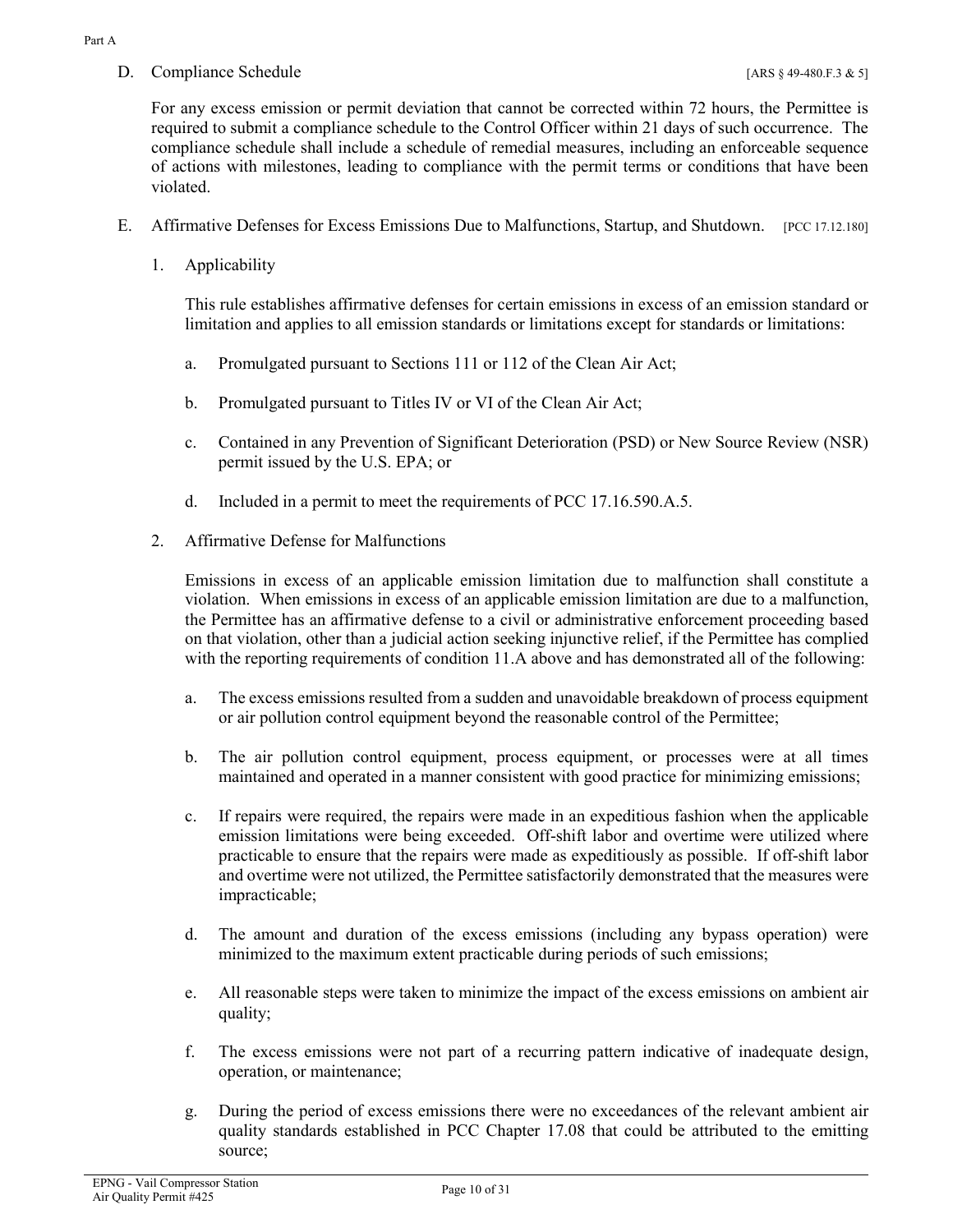D. Compliance Schedule [ARS § 49-480.F.3 & 5]

For any excess emission or permit deviation that cannot be corrected within 72 hours, the Permittee is required to submit a compliance schedule to the Control Officer within 21 days of such occurrence. The compliance schedule shall include a schedule of remedial measures, including an enforceable sequence of actions with milestones, leading to compliance with the permit terms or conditions that have been violated.

E. Affirmative Defenses for Excess Emissions Due to Malfunctions, Startup, and Shutdown. [PCC 17.12.180]

1. Applicability

This rule establishes affirmative defenses for certain emissions in excess of an emission standard or limitation and applies to all emission standards or limitations except for standards or limitations:

a. Promulgated pursuant to Sections 111 or 112 of the Clean Air Act;

b. Promulgated pursuant to Titles IV or VI of the Clean Air Act;

c. Contained in any Prevention of Significant Deterioration (PSD) or New Source Review (NSR) permit issued by the U.S. EPA; or

d. Included in a permit to meet the requirements of PCC 17.16.590.A.5.

2. Affirmative Defense for Malfunctions

Emissions in excess of an applicable emission limitation due to malfunction shall constitute a violation. When emissions in excess of an applicable emission limitation are due to a malfunction, the Permittee has an affirmative defense to a civil or administrative enforcement proceeding based on that violation, other than a judicial action seeking injunctive relief, if the Permittee has complied with the reporting requirements of condition 11.A above and has demonstrated all of the following:

a. The excess emissions resulted from a sudden and unavoidable breakdown of process equipment or air pollution control equipment beyond the reasonable control of the Permittee;

b. The air pollution control equipment, process equipment, or processes were at all times maintained and operated in a manner consistent with good practice for minimizing emissions;

c. If repairs were required, the repairs were made in an expeditious fashion when the applicable emission limitations were being exceeded. Off-shift labor and overtime were utilized where practicable to ensure that the repairs were made as expeditiously as possible. If off-shift labor and overtime were not utilized, the Permittee satisfactorily demonstrated that the measures were impracticable;

d. The amount and duration of the excess emissions (including any bypass operation) were minimized to the maximum extent practicable during periods of such emissions;

e. All reasonable steps were taken to minimize the impact of the excess emissions on ambient air quality;

f. The excess emissions were not part of a recurring pattern indicative of inadequate design, operation, or maintenance;

g. During the period of excess emissions there were no exceedances of the relevant ambient air quality standards established in PCC Chapter 17.08 that could be attributed to the emitting source;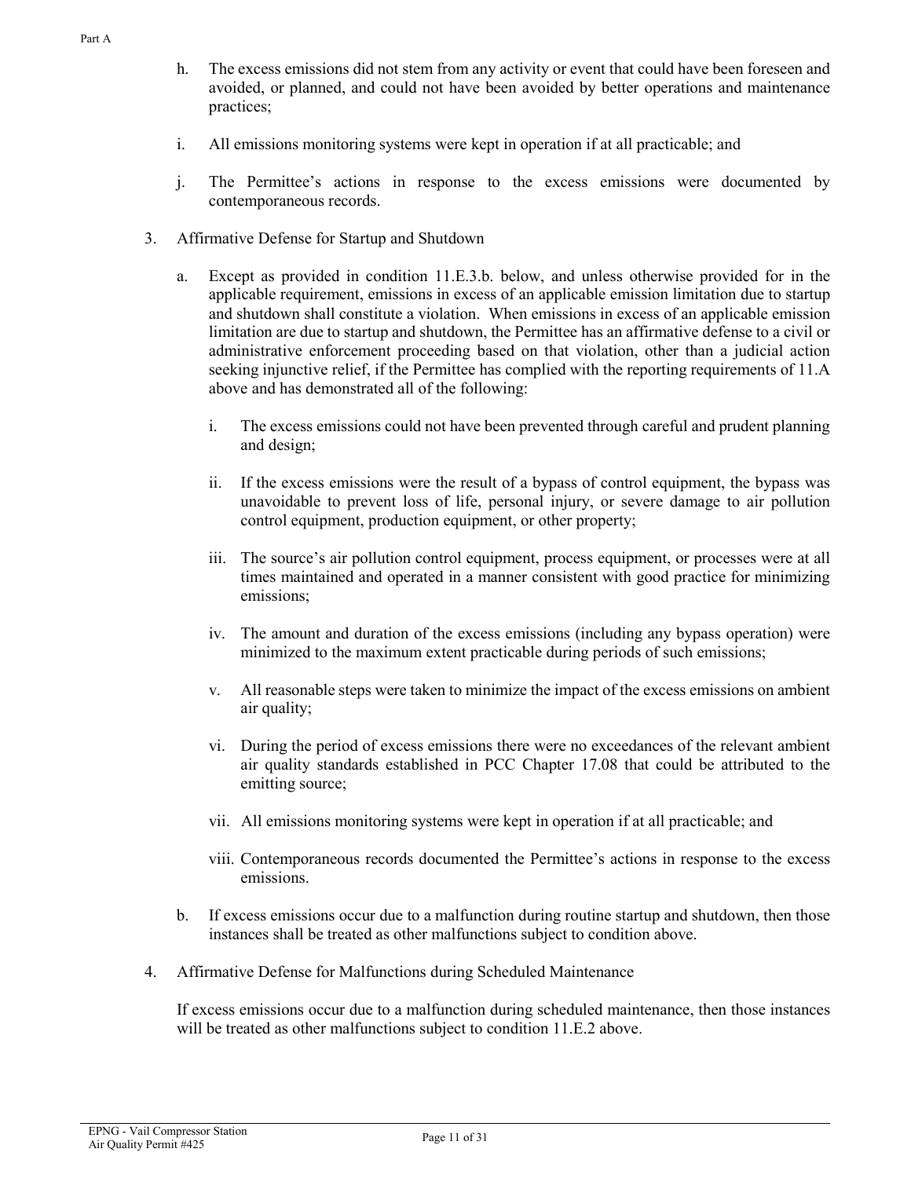h. The excess emissions did not stem from any activity or event that could have been foreseen and avoided, or planned, and could not have been avoided by better operations and maintenance practices;

i. All emissions monitoring systems were kept in operation if at all practicable; and

j. The Permittee's actions in response to the excess emissions were documented by contemporaneous records.

3. Affirmative Defense for Startup and Shutdown

   a. Except as provided in condition 11.E.3.b. below, and unless otherwise provided for in the applicable requirement, emissions in excess of an applicable emission limitation due to startup and shutdown shall constitute a violation. When emissions in excess of an applicable emission limitation are due to startup and shutdown, the Permittee has an affirmative defense to a civil or administrative enforcement proceeding based on that violation, other than a judicial action seeking injunctive relief, if the Permittee has complied with the reporting requirements of 11.A above and has demonstrated all of the following:

      i. The excess emissions could not have been prevented through careful and prudent planning and design;

      ii. If the excess emissions were the result of a bypass of control equipment, the bypass was unavoidable to prevent loss of life, personal injury, or severe damage to air pollution control equipment, production equipment, or other property;

      iii. The source's air pollution control equipment, process equipment, or processes were at all times maintained and operated in a manner consistent with good practice for minimizing emissions;

      iv. The amount and duration of the excess emissions (including any bypass operation) were minimized to the maximum extent practicable during periods of such emissions;

      v. All reasonable steps were taken to minimize the impact of the excess emissions on ambient air quality;

      vi. During the period of excess emissions there were no exceedances of the relevant ambient air quality standards established in PCC Chapter 17.08 that could be attributed to the emitting source;

      vii. All emissions monitoring systems were kept in operation if at all practicable; and

      viii. Contemporaneous records documented the Permittee's actions in response to the excess emissions.

   b. If excess emissions occur due to a malfunction during routine startup and shutdown, then those instances shall be treated as other malfunctions subject to condition above.

4. Affirmative Defense for Malfunctions during Scheduled Maintenance

   If excess emissions occur due to a malfunction during scheduled maintenance, then those instances will be treated as other malfunctions subject to condition 11.E.2 above.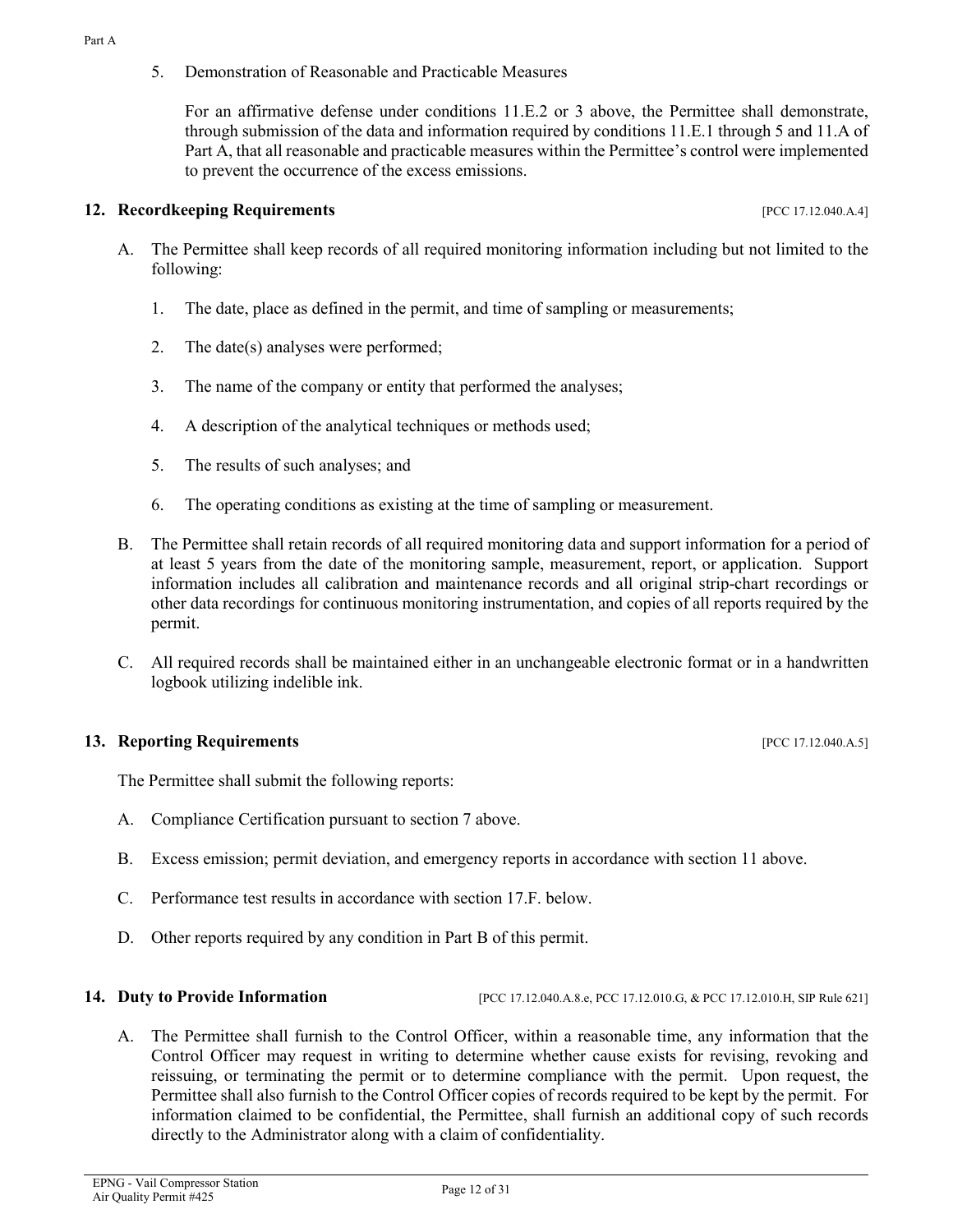5. Demonstration of Reasonable and Practicable Measures

   For an affirmative defense under conditions 11.E.2 or 3 above, the Permittee shall demonstrate, through submission of the data and information required by conditions 11.E.1 through 5 and 11.A of Part A, that all reasonable and practicable measures within the Permittee's control were implemented to prevent the occurrence of the excess emissions.

## 12. Recordkeeping Requirements [PCC 17.12.040.A.4]

A. The Permittee shall keep records of all required monitoring information including but not limited to the following:

   1. The date, place as defined in the permit, and time of sampling or measurements;

   2. The date(s) analyses were performed;

   3. The name of the company or entity that performed the analyses;

   4. A description of the analytical techniques or methods used;

   5. The results of such analyses; and

   6. The operating conditions as existing at the time of sampling or measurement.

B. The Permittee shall retain records of all required monitoring data and support information for a period of at least 5 years from the date of the monitoring sample, measurement, report, or application. Support information includes all calibration and maintenance records and all original strip-chart recordings or other data recordings for continuous monitoring instrumentation, and copies of all reports required by the permit.

C. All required records shall be maintained either in an unchangeable electronic format or in a handwritten logbook utilizing indelible ink.

## 13. Reporting Requirements [PCC 17.12.040.A.5]

The Permittee shall submit the following reports:

A. Compliance Certification pursuant to section 7 above.

B. Excess emission; permit deviation, and emergency reports in accordance with section 11 above.

C. Performance test results in accordance with section 17.F. below.

D. Other reports required by any condition in Part B of this permit.

## 14. Duty to Provide Information [PCC 17.12.040.A.8.e, PCC 17.12.010.G, & PCC 17.12.010.H, SIP Rule 621]

A. The Permittee shall furnish to the Control Officer, within a reasonable time, any information that the Control Officer may request in writing to determine whether cause exists for revising, revoking and reissuing, or terminating the permit or to determine compliance with the permit. Upon request, the Permittee shall also furnish to the Control Officer copies of records required to be kept by the permit. For information claimed to be confidential, the Permittee, shall furnish an additional copy of such records directly to the Administrator along with a claim of confidentiality.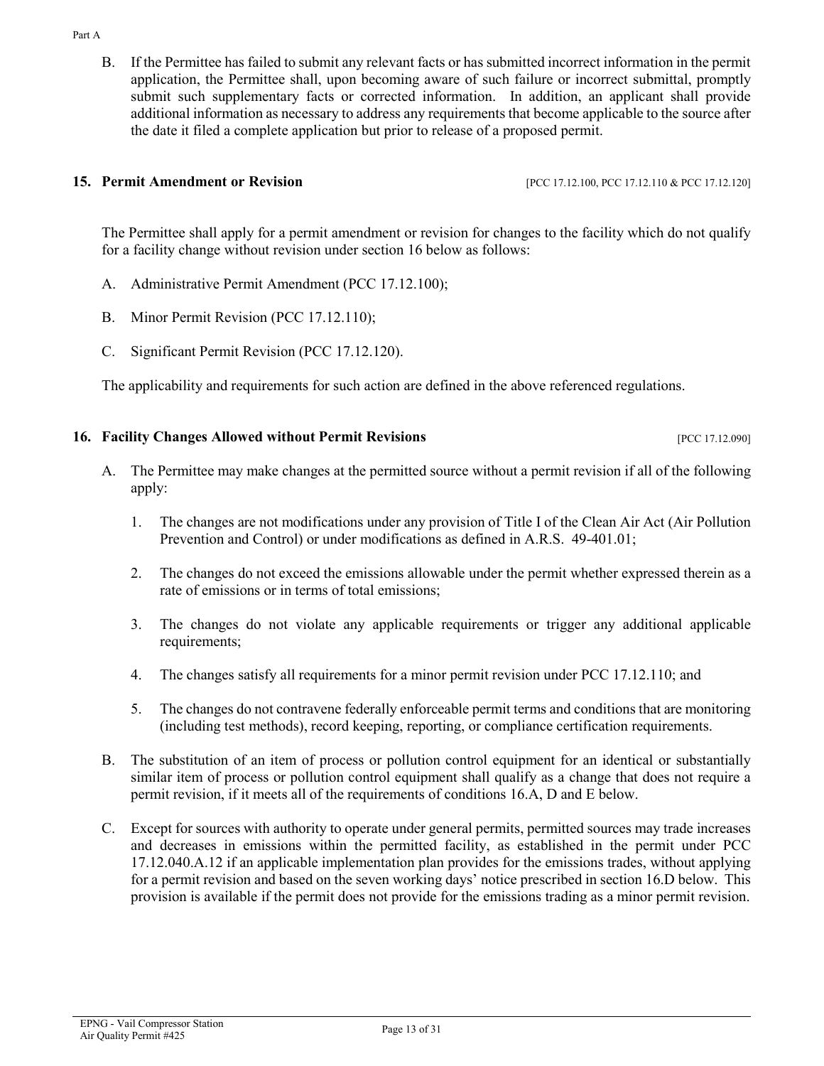B. If the Permittee has failed to submit any relevant facts or has submitted incorrect information in the permit application, the Permittee shall, upon becoming aware of such failure or incorrect submittal, promptly submit such supplementary facts or corrected information. In addition, an applicant shall provide additional information as necessary to address any requirements that become applicable to the source after the date it filed a complete application but prior to release of a proposed permit.

## 15. Permit Amendment or Revision

[PCC 17.12.100, PCC 17.12.110 & PCC 17.12.120]

The Permittee shall apply for a permit amendment or revision for changes to the facility which do not qualify for a facility change without revision under section 16 below as follows:

A. Administrative Permit Amendment (PCC 17.12.100);

B. Minor Permit Revision (PCC 17.12.110);

C. Significant Permit Revision (PCC 17.12.120).

The applicability and requirements for such action are defined in the above referenced regulations.

## 16. Facility Changes Allowed without Permit Revisions

[PCC 17.12.090]

A. The Permittee may make changes at the permitted source without a permit revision if all of the following apply:

1. The changes are not modifications under any provision of Title I of the Clean Air Act (Air Pollution Prevention and Control) or under modifications as defined in A.R.S. 49-401.01;

2. The changes do not exceed the emissions allowable under the permit whether expressed therein as a rate of emissions or in terms of total emissions;

3. The changes do not violate any applicable requirements or trigger any additional applicable requirements;

4. The changes satisfy all requirements for a minor permit revision under PCC 17.12.110; and

5. The changes do not contravene federally enforceable permit terms and conditions that are monitoring (including test methods), record keeping, reporting, or compliance certification requirements.

B. The substitution of an item of process or pollution control equipment for an identical or substantially similar item of process or pollution control equipment shall qualify as a change that does not require a permit revision, if it meets all of the requirements of conditions 16.A, D and E below.

C. Except for sources with authority to operate under general permits, permitted sources may trade increases and decreases in emissions within the permitted facility, as established in the permit under PCC 17.12.040.A.12 if an applicable implementation plan provides for the emissions trades, without applying for a permit revision and based on the seven working days' notice prescribed in section 16.D below. This provision is available if the permit does not provide for the emissions trading as a minor permit revision.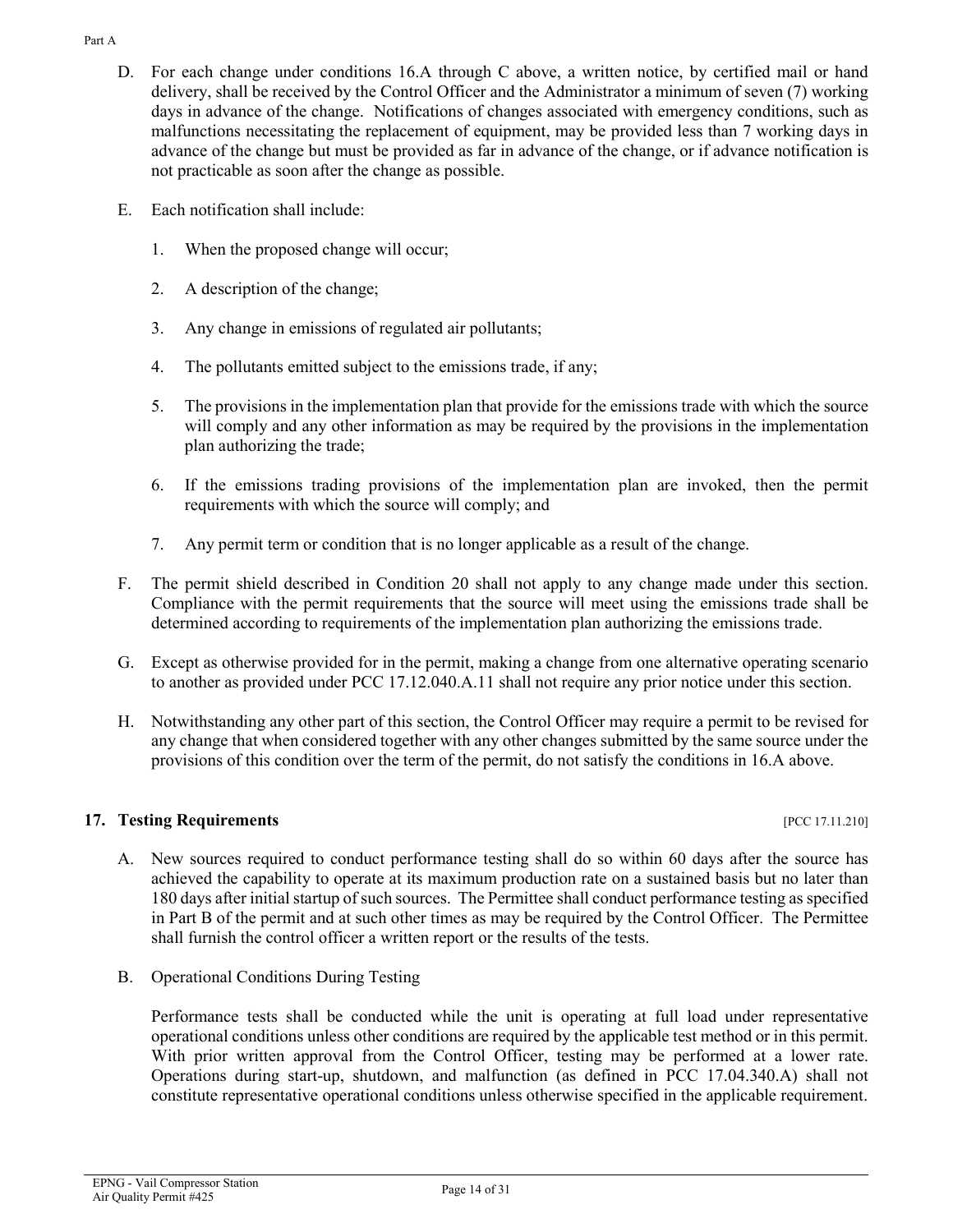D. For each change under conditions 16.A through C above, a written notice, by certified mail or hand delivery, shall be received by the Control Officer and the Administrator a minimum of seven (7) working days in advance of the change. Notifications of changes associated with emergency conditions, such as malfunctions necessitating the replacement of equipment, may be provided less than 7 working days in advance of the change but must be provided as far in advance of the change, or if advance notification is not practicable as soon after the change as possible.

E. Each notification shall include:

   1. When the proposed change will occur;

   2. A description of the change;

   3. Any change in emissions of regulated air pollutants;

   4. The pollutants emitted subject to the emissions trade, if any;

   5. The provisions in the implementation plan that provide for the emissions trade with which the source will comply and any other information as may be required by the provisions in the implementation plan authorizing the trade;

   6. If the emissions trading provisions of the implementation plan are invoked, then the permit requirements with which the source will comply; and

   7. Any permit term or condition that is no longer applicable as a result of the change.

F. The permit shield described in Condition 20 shall not apply to any change made under this section. Compliance with the permit requirements that the source will meet using the emissions trade shall be determined according to requirements of the implementation plan authorizing the emissions trade.

G. Except as otherwise provided for in the permit, making a change from one alternative operating scenario to another as provided under PCC 17.12.040.A.11 shall not require any prior notice under this section.

H. Notwithstanding any other part of this section, the Control Officer may require a permit to be revised for any change that when considered together with any other changes submitted by the same source under the provisions of this condition over the term of the permit, do not satisfy the conditions in 16.A above.

## 17. Testing Requirements [PCC 17.11.210]

A. New sources required to conduct performance testing shall do so within 60 days after the source has achieved the capability to operate at its maximum production rate on a sustained basis but no later than 180 days after initial startup of such sources. The Permittee shall conduct performance testing as specified in Part B of the permit and at such other times as may be required by the Control Officer. The Permittee shall furnish the control officer a written report or the results of the tests.

B. Operational Conditions During Testing

   Performance tests shall be conducted while the unit is operating at full load under representative operational conditions unless other conditions are required by the applicable test method or in this permit. With prior written approval from the Control Officer, testing may be performed at a lower rate. Operations during start-up, shutdown, and malfunction (as defined in PCC 17.04.340.A) shall not constitute representative operational conditions unless otherwise specified in the applicable requirement.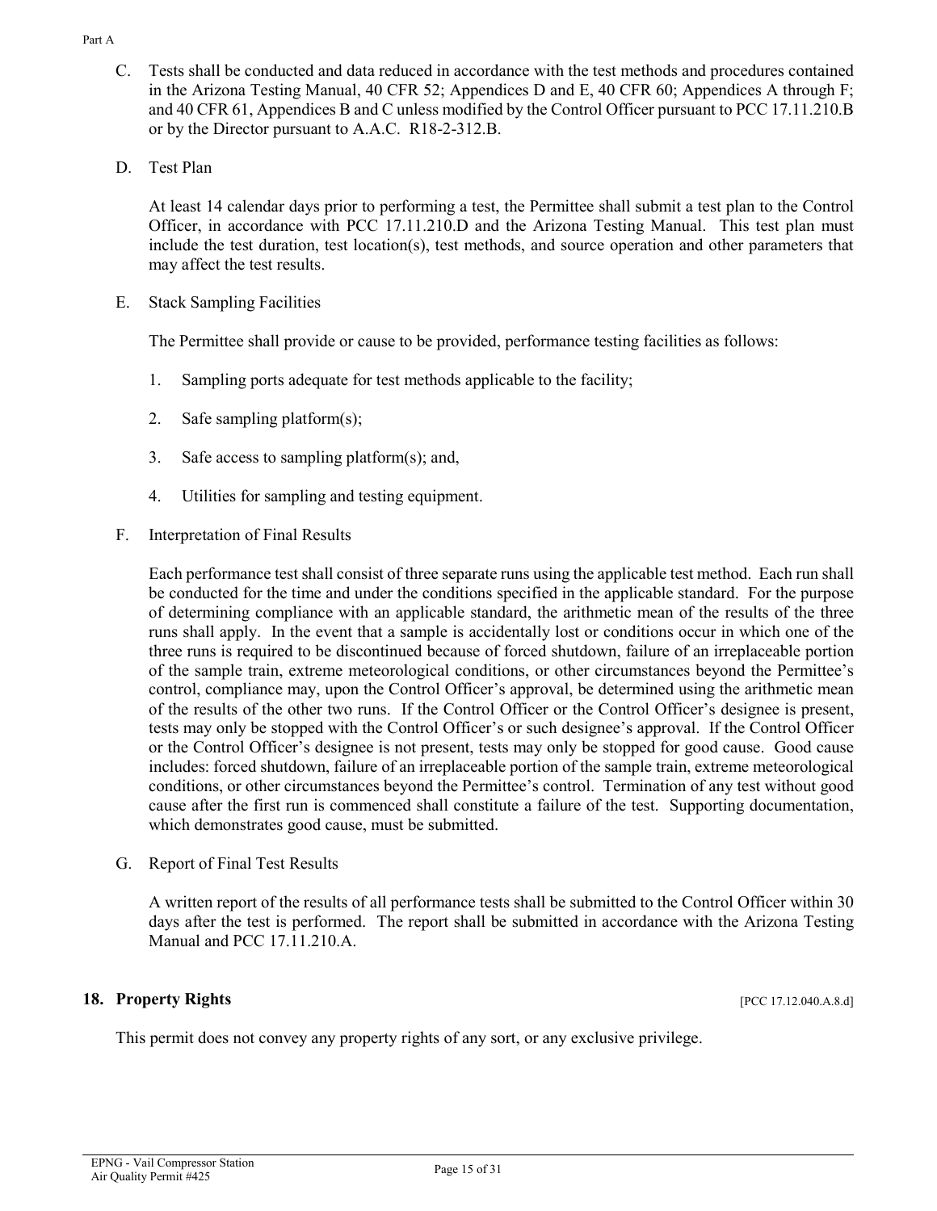C. Tests shall be conducted and data reduced in accordance with the test methods and procedures contained in the Arizona Testing Manual, 40 CFR 52; Appendices D and E, 40 CFR 60; Appendices A through F; and 40 CFR 61, Appendices B and C unless modified by the Control Officer pursuant to PCC 17.11.210.B or by the Director pursuant to A.A.C. R18-2-312.B.

D. Test Plan

At least 14 calendar days prior to performing a test, the Permittee shall submit a test plan to the Control Officer, in accordance with PCC 17.11.210.D and the Arizona Testing Manual. This test plan must include the test duration, test location(s), test methods, and source operation and other parameters that may affect the test results.

E. Stack Sampling Facilities

The Permittee shall provide or cause to be provided, performance testing facilities as follows:

1. Sampling ports adequate for test methods applicable to the facility;
2. Safe sampling platform(s);
3. Safe access to sampling platform(s); and,
4. Utilities for sampling and testing equipment.

F. Interpretation of Final Results

Each performance test shall consist of three separate runs using the applicable test method. Each run shall be conducted for the time and under the conditions specified in the applicable standard. For the purpose of determining compliance with an applicable standard, the arithmetic mean of the results of the three runs shall apply. In the event that a sample is accidentally lost or conditions occur in which one of the three runs is required to be discontinued because of forced shutdown, failure of an irreplaceable portion of the sample train, extreme meteorological conditions, or other circumstances beyond the Permittee's control, compliance may, upon the Control Officer's approval, be determined using the arithmetic mean of the results of the other two runs. If the Control Officer or the Control Officer's designee is present, tests may only be stopped with the Control Officer's or such designee's approval. If the Control Officer or the Control Officer's designee is not present, tests may only be stopped for good cause. Good cause includes: forced shutdown, failure of an irreplaceable portion of the sample train, extreme meteorological conditions, or other circumstances beyond the Permittee's control. Termination of any test without good cause after the first run is commenced shall constitute a failure of the test. Supporting documentation, which demonstrates good cause, must be submitted.

G. Report of Final Test Results

A written report of the results of all performance tests shall be submitted to the Control Officer within 30 days after the test is performed. The report shall be submitted in accordance with the Arizona Testing Manual and PCC 17.11.210.A.

## 18. Property Rights

[PCC 17.12.040.A.8.d]

This permit does not convey any property rights of any sort, or any exclusive privilege.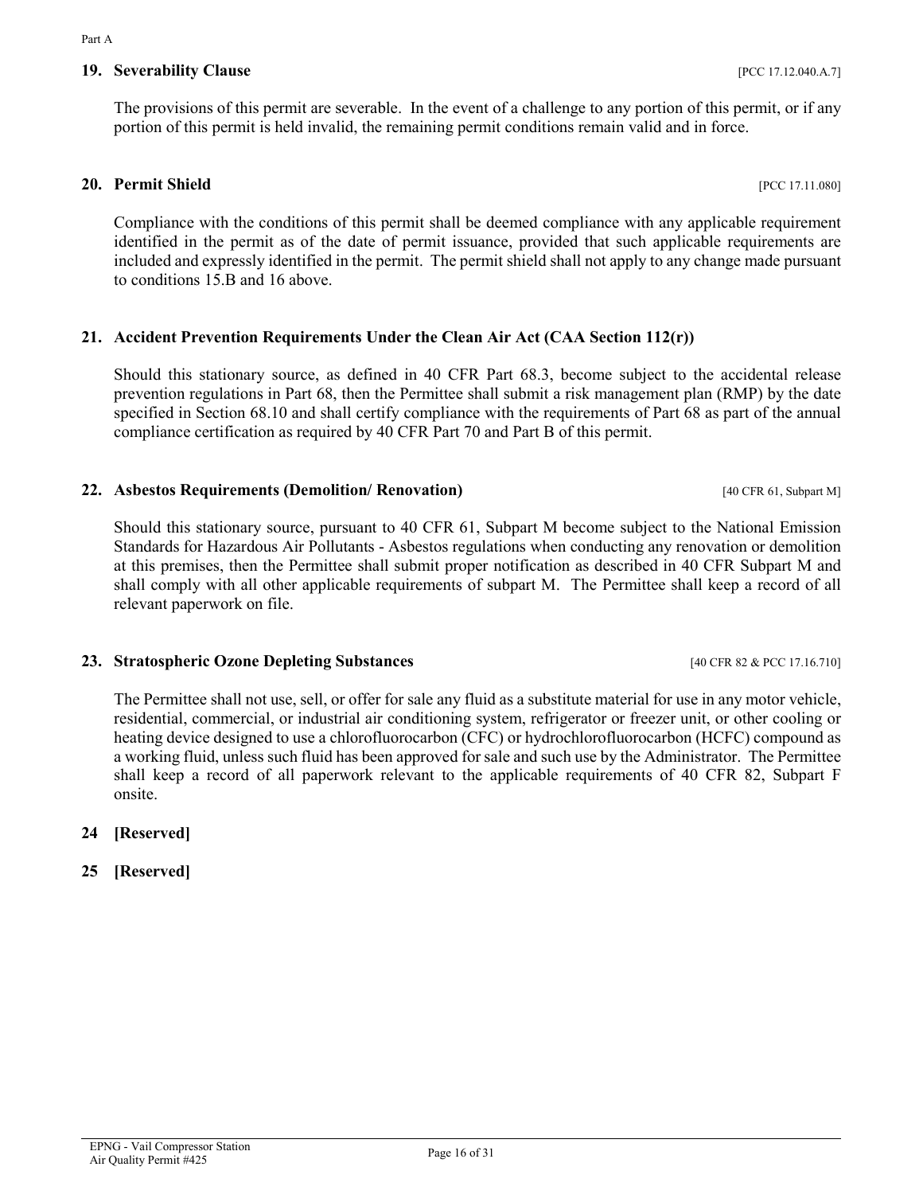**19. Severability Clause** [PCC 17.12.040.A.7]

The provisions of this permit are severable. In the event of a challenge to any portion of this permit, or if any portion of this permit is held invalid, the remaining permit conditions remain valid and in force.

**20. Permit Shield** [PCC 17.11.080]

Compliance with the conditions of this permit shall be deemed compliance with any applicable requirement identified in the permit as of the date of permit issuance, provided that such applicable requirements are included and expressly identified in the permit. The permit shield shall not apply to any change made pursuant to conditions 15.B and 16 above.

**21. Accident Prevention Requirements Under the Clean Air Act (CAA Section 112(r))**

Should this stationary source, as defined in 40 CFR Part 68.3, become subject to the accidental release prevention regulations in Part 68, then the Permittee shall submit a risk management plan (RMP) by the date specified in Section 68.10 and shall certify compliance with the requirements of Part 68 as part of the annual compliance certification as required by 40 CFR Part 70 and Part B of this permit.

**22. Asbestos Requirements (Demolition/ Renovation)** [40 CFR 61, Subpart M]

Should this stationary source, pursuant to 40 CFR 61, Subpart M become subject to the National Emission Standards for Hazardous Air Pollutants - Asbestos regulations when conducting any renovation or demolition at this premises, then the Permittee shall submit proper notification as described in 40 CFR Subpart M and shall comply with all other applicable requirements of subpart M. The Permittee shall keep a record of all relevant paperwork on file.

**23. Stratospheric Ozone Depleting Substances** [40 CFR 82 & PCC 17.16.710]

The Permittee shall not use, sell, or offer for sale any fluid as a substitute material for use in any motor vehicle, residential, commercial, or industrial air conditioning system, refrigerator or freezer unit, or other cooling or heating device designed to use a chlorofluorocarbon (CFC) or hydrochlorofluorocarbon (HCFC) compound as a working fluid, unless such fluid has been approved for sale and such use by the Administrator. The Permittee shall keep a record of all paperwork relevant to the applicable requirements of 40 CFR 82, Subpart F onsite.

**24 [Reserved]**

**25 [Reserved]**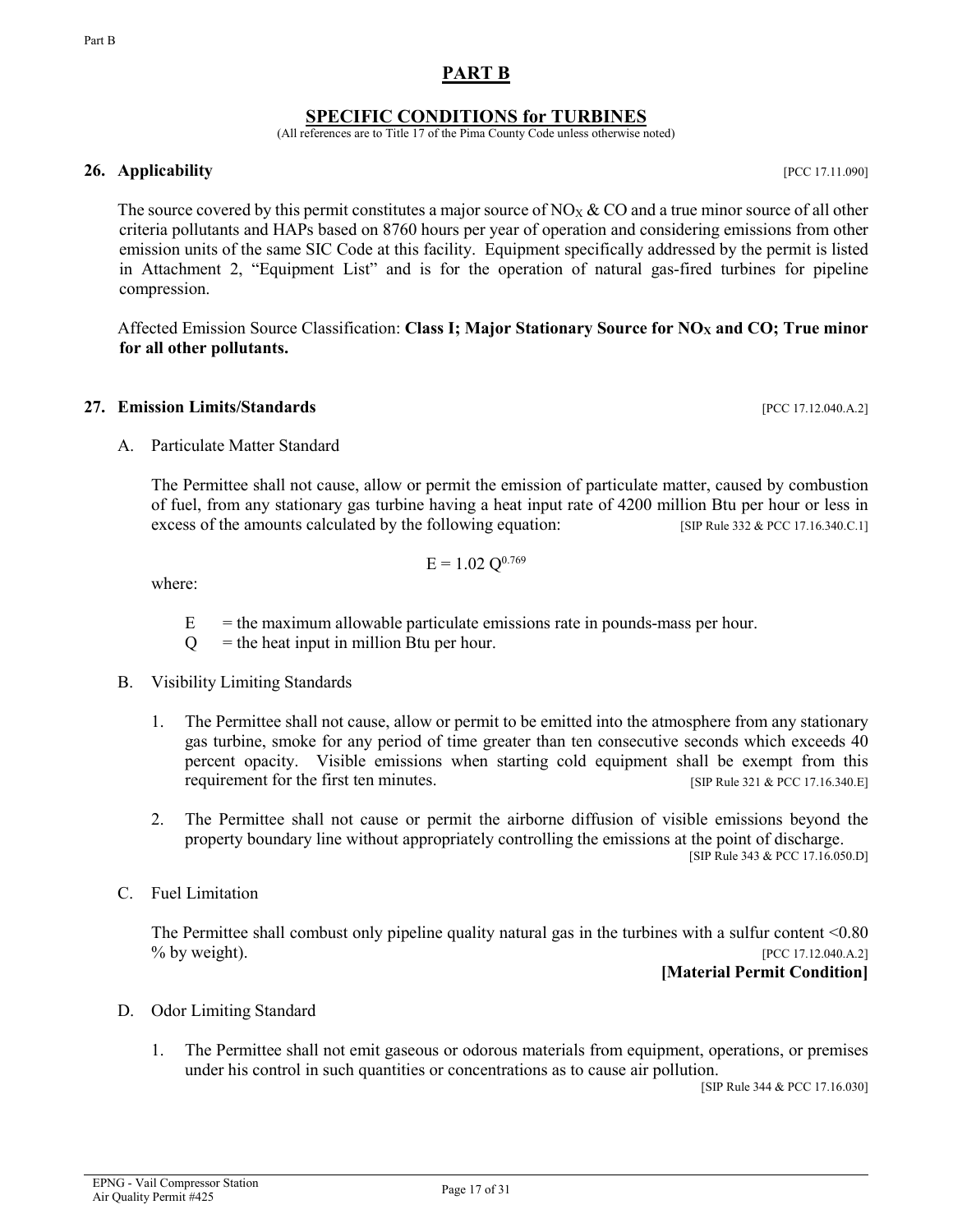# PART B

## SPECIFIC CONDITIONS for TURBINES

(All references are to Title 17 of the Pima County Code unless otherwise noted)

### 26. Applicability

[PCC 17.11.090]

The source covered by this permit constitutes a major source of $NO_X$ & CO and a true minor source of all other criteria pollutants and HAPs based on 8760 hours per year of operation and considering emissions from other emission units of the same SIC Code at this facility. Equipment specifically addressed by the permit is listed in Attachment 2, "Equipment List" and is for the operation of natural gas-fired turbines for pipeline compression.

Affected Emission Source Classification: **Class I; Major Stationary Source for $NO_X$ and CO; True minor for all other pollutants.**

### 27. Emission Limits/Standards

[PCC 17.12.040.A.2]

A. Particulate Matter Standard

The Permittee shall not cause, allow or permit the emission of particulate matter, caused by combustion of fuel, from any stationary gas turbine having a heat input rate of 4200 million Btu per hour or less in excess of the amounts calculated by the following equation: [SIP Rule 332 & PCC 17.16.340.C.1]

$$E = 1.02\, Q^{0.769}$$

where:

- $E$ = the maximum allowable particulate emissions rate in pounds-mass per hour.
- $Q$ = the heat input in million Btu per hour.

B. Visibility Limiting Standards

1. The Permittee shall not cause, allow or permit to be emitted into the atmosphere from any stationary gas turbine, smoke for any period of time greater than ten consecutive seconds which exceeds 40 percent opacity. Visible emissions when starting cold equipment shall be exempt from this requirement for the first ten minutes. [SIP Rule 321 & PCC 17.16.340.E]

2. The Permittee shall not cause or permit the airborne diffusion of visible emissions beyond the property boundary line without appropriately controlling the emissions at the point of discharge. [SIP Rule 343 & PCC 17.16.050.D]

C. Fuel Limitation

The Permittee shall combust only pipeline quality natural gas in the turbines with a sulfur content <0.80 % by weight). [PCC 17.12.040.A.2]

**[Material Permit Condition]**

D. Odor Limiting Standard

1. The Permittee shall not emit gaseous or odorous materials from equipment, operations, or premises under his control in such quantities or concentrations as to cause air pollution. [SIP Rule 344 & PCC 17.16.030]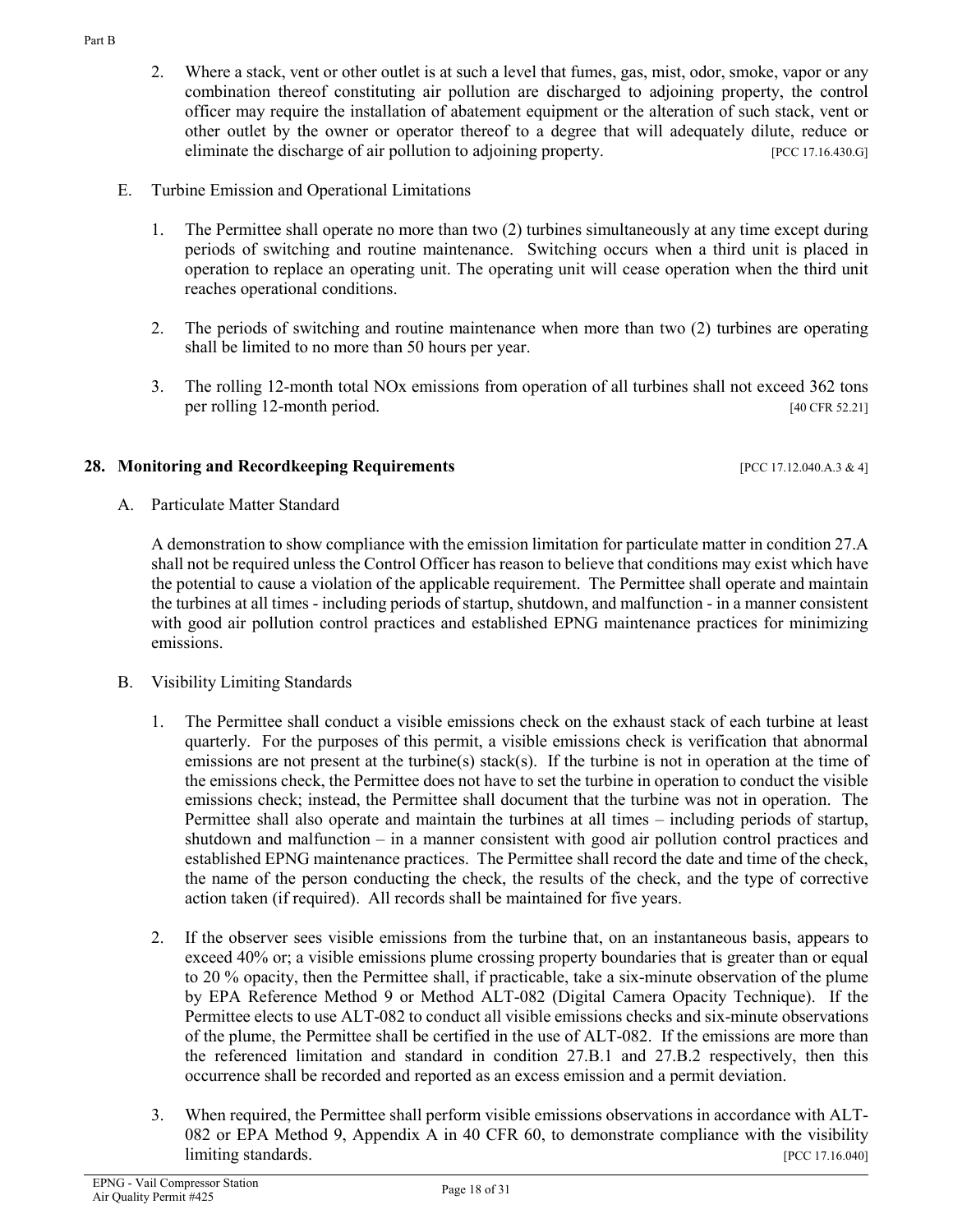2. Where a stack, vent or other outlet is at such a level that fumes, gas, mist, odor, smoke, vapor or any combination thereof constituting air pollution are discharged to adjoining property, the control officer may require the installation of abatement equipment or the alteration of such stack, vent or other outlet by the owner or operator thereof to a degree that will adequately dilute, reduce or eliminate the discharge of air pollution to adjoining property. [PCC 17.16.430.G]

E. Turbine Emission and Operational Limitations

1. The Permittee shall operate no more than two (2) turbines simultaneously at any time except during periods of switching and routine maintenance. Switching occurs when a third unit is placed in operation to replace an operating unit. The operating unit will cease operation when the third unit reaches operational conditions.

2. The periods of switching and routine maintenance when more than two (2) turbines are operating shall be limited to no more than 50 hours per year.

3. The rolling 12-month total NOx emissions from operation of all turbines shall not exceed 362 tons per rolling 12-month period. [40 CFR 52.21]

## 28. Monitoring and Recordkeeping Requirements [PCC 17.12.040.A.3 & 4]

A. Particulate Matter Standard

A demonstration to show compliance with the emission limitation for particulate matter in condition 27.A shall not be required unless the Control Officer has reason to believe that conditions may exist which have the potential to cause a violation of the applicable requirement. The Permittee shall operate and maintain the turbines at all times - including periods of startup, shutdown, and malfunction - in a manner consistent with good air pollution control practices and established EPNG maintenance practices for minimizing emissions.

B. Visibility Limiting Standards

1. The Permittee shall conduct a visible emissions check on the exhaust stack of each turbine at least quarterly. For the purposes of this permit, a visible emissions check is verification that abnormal emissions are not present at the turbine(s) stack(s). If the turbine is not in operation at the time of the emissions check, the Permittee does not have to set the turbine in operation to conduct the visible emissions check; instead, the Permittee shall document that the turbine was not in operation. The Permittee shall also operate and maintain the turbines at all times – including periods of startup, shutdown and malfunction – in a manner consistent with good air pollution control practices and established EPNG maintenance practices. The Permittee shall record the date and time of the check, the name of the person conducting the check, the results of the check, and the type of corrective action taken (if required). All records shall be maintained for five years.

2. If the observer sees visible emissions from the turbine that, on an instantaneous basis, appears to exceed 40% or; a visible emissions plume crossing property boundaries that is greater than or equal to 20 % opacity, then the Permittee shall, if practicable, take a six-minute observation of the plume by EPA Reference Method 9 or Method ALT-082 (Digital Camera Opacity Technique). If the Permittee elects to use ALT-082 to conduct all visible emissions checks and six-minute observations of the plume, the Permittee shall be certified in the use of ALT-082. If the emissions are more than the referenced limitation and standard in condition 27.B.1 and 27.B.2 respectively, then this occurrence shall be recorded and reported as an excess emission and a permit deviation.

3. When required, the Permittee shall perform visible emissions observations in accordance with ALT-082 or EPA Method 9, Appendix A in 40 CFR 60, to demonstrate compliance with the visibility limiting standards. [PCC 17.16.040]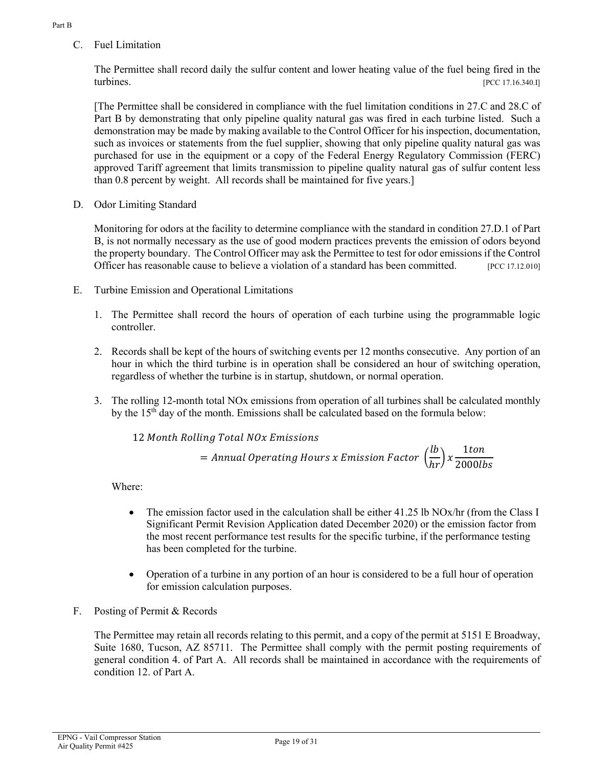C. Fuel Limitation

The Permittee shall record daily the sulfur content and lower heating value of the fuel being fired in the turbines. [PCC 17.16.340.I]

[The Permittee shall be considered in compliance with the fuel limitation conditions in 27.C and 28.C of Part B by demonstrating that only pipeline quality natural gas was fired in each turbine listed. Such a demonstration may be made by making available to the Control Officer for his inspection, documentation, such as invoices or statements from the fuel supplier, showing that only pipeline quality natural gas was purchased for use in the equipment or a copy of the Federal Energy Regulatory Commission (FERC) approved Tariff agreement that limits transmission to pipeline quality natural gas of sulfur content less than 0.8 percent by weight. All records shall be maintained for five years.]

D. Odor Limiting Standard

Monitoring for odors at the facility to determine compliance with the standard in condition 27.D.1 of Part B, is not normally necessary as the use of good modern practices prevents the emission of odors beyond the property boundary. The Control Officer may ask the Permittee to test for odor emissions if the Control Officer has reasonable cause to believe a violation of a standard has been committed. [PCC 17.12.010]

E. Turbine Emission and Operational Limitations

1. The Permittee shall record the hours of operation of each turbine using the programmable logic controller.

2. Records shall be kept of the hours of switching events per 12 months consecutive. Any portion of an hour in which the third turbine is in operation shall be considered an hour of switching operation, regardless of whether the turbine is in startup, shutdown, or normal operation.

3. The rolling 12-month total NOx emissions from operation of all turbines shall be calculated monthly by the 15th day of the month. Emissions shall be calculated based on the formula below:

$$12\ Month\ Rolling\ Total\ NOx\ Emissions = Annual\ Operating\ Hours\ x\ Emission\ Factor\ \left(\frac{lb}{hr}\right) x \frac{1ton}{2000lbs}$$

Where:

- The emission factor used in the calculation shall be either 41.25 lb NOx/hr (from the Class I Significant Permit Revision Application dated December 2020) or the emission factor from the most recent performance test results for the specific turbine, if the performance testing has been completed for the turbine.

- Operation of a turbine in any portion of an hour is considered to be a full hour of operation for emission calculation purposes.

F. Posting of Permit & Records

The Permittee may retain all records relating to this permit, and a copy of the permit at 5151 E Broadway, Suite 1680, Tucson, AZ 85711. The Permittee shall comply with the permit posting requirements of general condition 4. of Part A. All records shall be maintained in accordance with the requirements of condition 12. of Part A.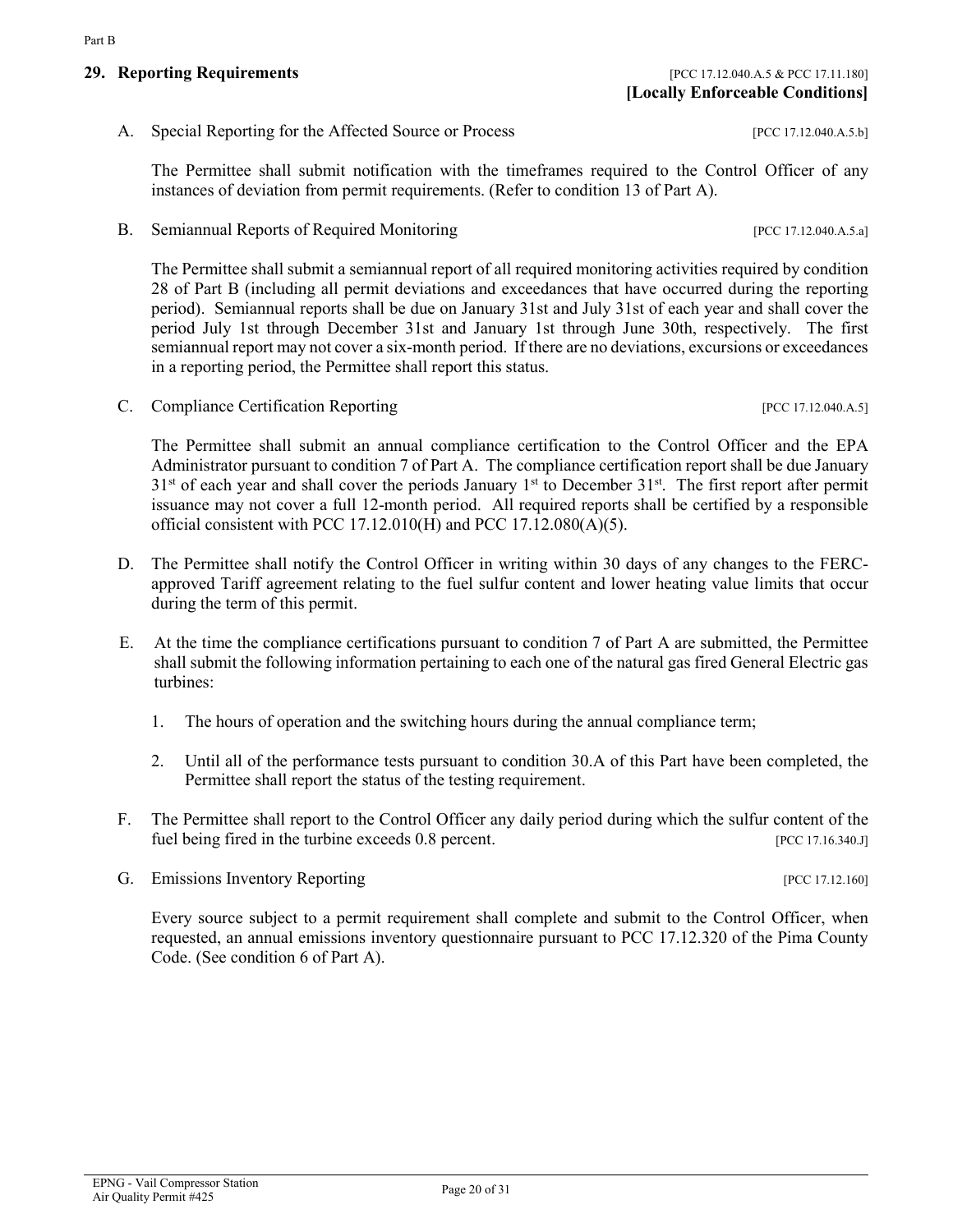## 29. Reporting Requirements

[PCC 17.12.040.A.5 & PCC 17.11.180]
**[Locally Enforceable Conditions]**

A. Special Reporting for the Affected Source or Process [PCC 17.12.040.A.5.b]

The Permittee shall submit notification with the timeframes required to the Control Officer of any instances of deviation from permit requirements. (Refer to condition 13 of Part A).

B. Semiannual Reports of Required Monitoring [PCC 17.12.040.A.5.a]

The Permittee shall submit a semiannual report of all required monitoring activities required by condition 28 of Part B (including all permit deviations and exceedances that have occurred during the reporting period). Semiannual reports shall be due on January 31st and July 31st of each year and shall cover the period July 1st through December 31st and January 1st through June 30th, respectively. The first semiannual report may not cover a six-month period. If there are no deviations, excursions or exceedances in a reporting period, the Permittee shall report this status.

C. Compliance Certification Reporting [PCC 17.12.040.A.5]

The Permittee shall submit an annual compliance certification to the Control Officer and the EPA Administrator pursuant to condition 7 of Part A. The compliance certification report shall be due January 31st of each year and shall cover the periods January 1st to December 31st. The first report after permit issuance may not cover a full 12-month period. All required reports shall be certified by a responsible official consistent with PCC 17.12.010(H) and PCC 17.12.080(A)(5).

D. The Permittee shall notify the Control Officer in writing within 30 days of any changes to the FERC-approved Tariff agreement relating to the fuel sulfur content and lower heating value limits that occur during the term of this permit.

E. At the time the compliance certifications pursuant to condition 7 of Part A are submitted, the Permittee shall submit the following information pertaining to each one of the natural gas fired General Electric gas turbines:

   1. The hours of operation and the switching hours during the annual compliance term;

   2. Until all of the performance tests pursuant to condition 30.A of this Part have been completed, the Permittee shall report the status of the testing requirement.

F. The Permittee shall report to the Control Officer any daily period during which the sulfur content of the fuel being fired in the turbine exceeds 0.8 percent. [PCC 17.16.340.J]

G. Emissions Inventory Reporting [PCC 17.12.160]

Every source subject to a permit requirement shall complete and submit to the Control Officer, when requested, an annual emissions inventory questionnaire pursuant to PCC 17.12.320 of the Pima County Code. (See condition 6 of Part A).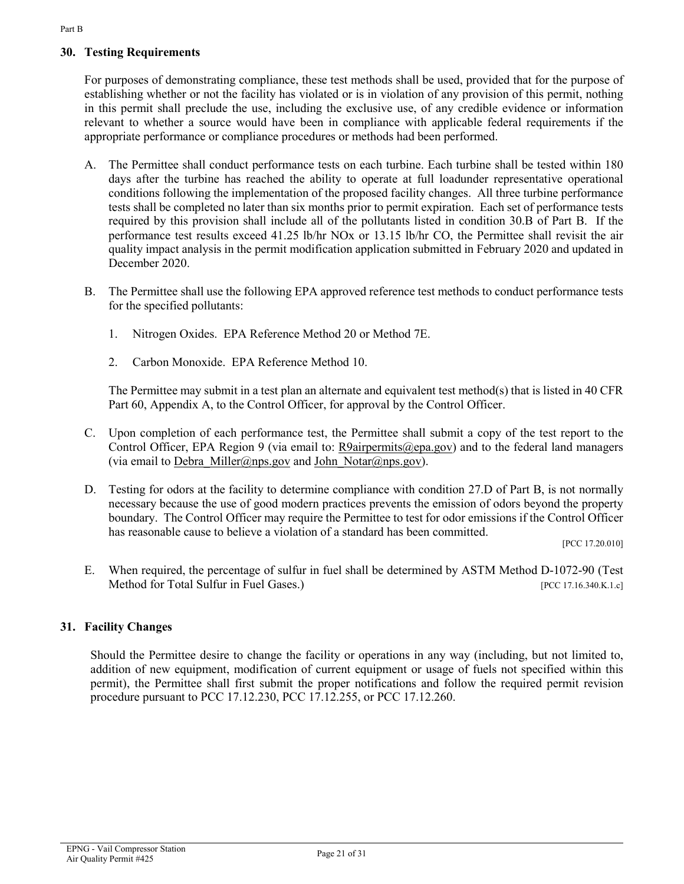## 30. Testing Requirements

For purposes of demonstrating compliance, these test methods shall be used, provided that for the purpose of establishing whether or not the facility has violated or is in violation of any provision of this permit, nothing in this permit shall preclude the use, including the exclusive use, of any credible evidence or information relevant to whether a source would have been in compliance with applicable federal requirements if the appropriate performance or compliance procedures or methods had been performed.

A. The Permittee shall conduct performance tests on each turbine. Each turbine shall be tested within 180 days after the turbine has reached the ability to operate at full loadunder representative operational conditions following the implementation of the proposed facility changes. All three turbine performance tests shall be completed no later than six months prior to permit expiration. Each set of performance tests required by this provision shall include all of the pollutants listed in condition 30.B of Part B. If the performance test results exceed 41.25 lb/hr NOx or 13.15 lb/hr CO, the Permittee shall revisit the air quality impact analysis in the permit modification application submitted in February 2020 and updated in December 2020.

B. The Permittee shall use the following EPA approved reference test methods to conduct performance tests for the specified pollutants:

   1. Nitrogen Oxides. EPA Reference Method 20 or Method 7E.

   2. Carbon Monoxide. EPA Reference Method 10.

   The Permittee may submit in a test plan an alternate and equivalent test method(s) that is listed in 40 CFR Part 60, Appendix A, to the Control Officer, for approval by the Control Officer.

C. Upon completion of each performance test, the Permittee shall submit a copy of the test report to the Control Officer, EPA Region 9 (via email to: R9airpermits@epa.gov) and to the federal land managers (via email to Debra_Miller@nps.gov and John_Notar@nps.gov).

D. Testing for odors at the facility to determine compliance with condition 27.D of Part B, is not normally necessary because the use of good modern practices prevents the emission of odors beyond the property boundary. The Control Officer may require the Permittee to test for odor emissions if the Control Officer has reasonable cause to believe a violation of a standard has been committed.

   [PCC 17.20.010]

E. When required, the percentage of sulfur in fuel shall be determined by ASTM Method D-1072-90 (Test Method for Total Sulfur in Fuel Gases.) [PCC 17.16.340.K.1.c]

## 31. Facility Changes

Should the Permittee desire to change the facility or operations in any way (including, but not limited to, addition of new equipment, modification of current equipment or usage of fuels not specified within this permit), the Permittee shall first submit the proper notifications and follow the required permit revision procedure pursuant to PCC 17.12.230, PCC 17.12.255, or PCC 17.12.260.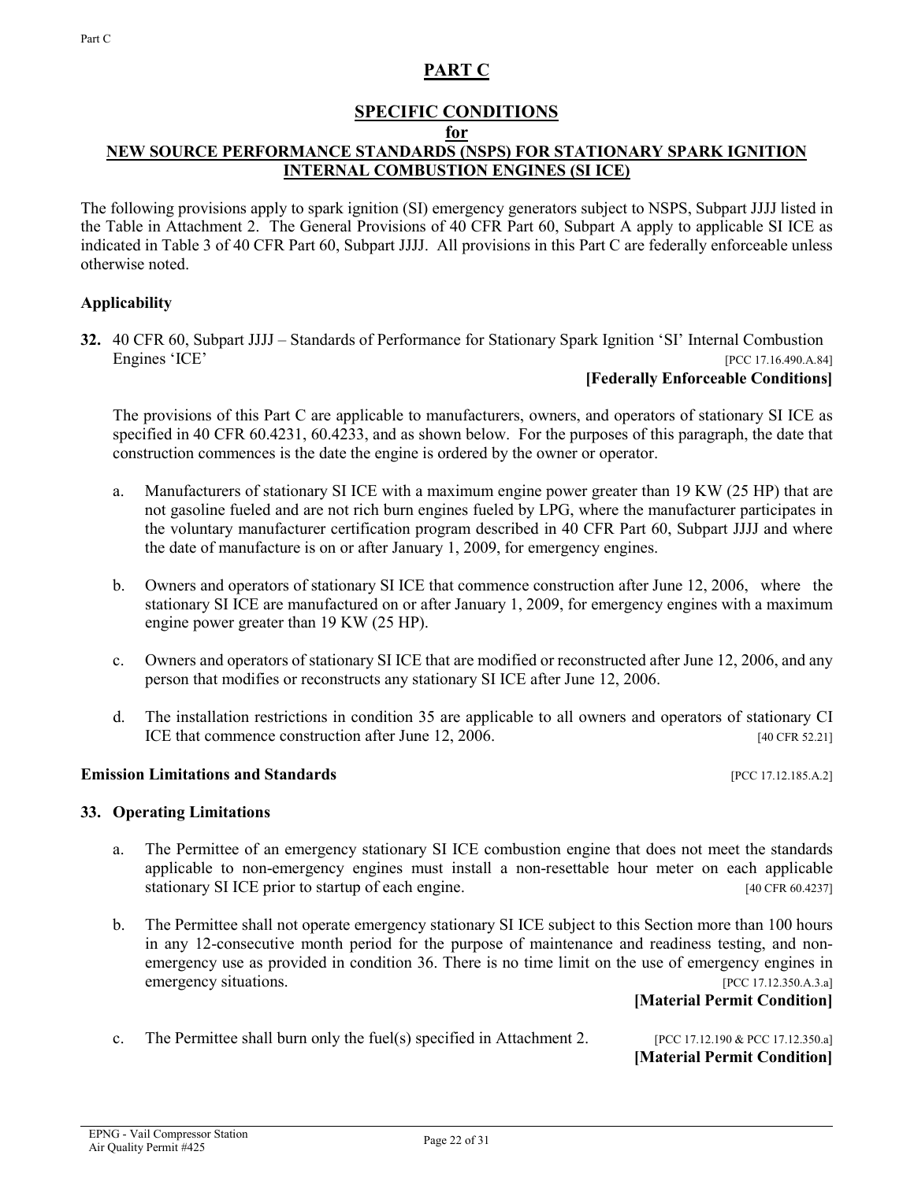# PART C

## SPECIFIC CONDITIONS
## for
## NEW SOURCE PERFORMANCE STANDARDS (NSPS) FOR STATIONARY SPARK IGNITION INTERNAL COMBUSTION ENGINES (SI ICE)

The following provisions apply to spark ignition (SI) emergency generators subject to NSPS, Subpart JJJJ listed in the Table in Attachment 2. The General Provisions of 40 CFR Part 60, Subpart A apply to applicable SI ICE as indicated in Table 3 of 40 CFR Part 60, Subpart JJJJ. All provisions in this Part C are federally enforceable unless otherwise noted.

### Applicability

**32.** 40 CFR 60, Subpart JJJJ – Standards of Performance for Stationary Spark Ignition 'SI' Internal Combustion Engines 'ICE' [PCC 17.16.490.A.84]

**[Federally Enforceable Conditions]**

The provisions of this Part C are applicable to manufacturers, owners, and operators of stationary SI ICE as specified in 40 CFR 60.4231, 60.4233, and as shown below. For the purposes of this paragraph, the date that construction commences is the date the engine is ordered by the owner or operator.

a. Manufacturers of stationary SI ICE with a maximum engine power greater than 19 KW (25 HP) that are not gasoline fueled and are not rich burn engines fueled by LPG, where the manufacturer participates in the voluntary manufacturer certification program described in 40 CFR Part 60, Subpart JJJJ and where the date of manufacture is on or after January 1, 2009, for emergency engines.

b. Owners and operators of stationary SI ICE that commence construction after June 12, 2006, where the stationary SI ICE are manufactured on or after January 1, 2009, for emergency engines with a maximum engine power greater than 19 KW (25 HP).

c. Owners and operators of stationary SI ICE that are modified or reconstructed after June 12, 2006, and any person that modifies or reconstructs any stationary SI ICE after June 12, 2006.

d. The installation restrictions in condition 35 are applicable to all owners and operators of stationary CI ICE that commence construction after June 12, 2006. [40 CFR 52.21]

### Emission Limitations and Standards [PCC 17.12.185.A.2]

**33. Operating Limitations**

a. The Permittee of an emergency stationary SI ICE combustion engine that does not meet the standards applicable to non-emergency engines must install a non-resettable hour meter on each applicable stationary SI ICE prior to startup of each engine. [40 CFR 60.4237]

b. The Permittee shall not operate emergency stationary SI ICE subject to this Section more than 100 hours in any 12-consecutive month period for the purpose of maintenance and readiness testing, and non-emergency use as provided in condition 36. There is no time limit on the use of emergency engines in emergency situations. [PCC 17.12.350.A.3.a]

**[Material Permit Condition]**

c. The Permittee shall burn only the fuel(s) specified in Attachment 2. [PCC 17.12.190 & PCC 17.12.350.a]

**[Material Permit Condition]**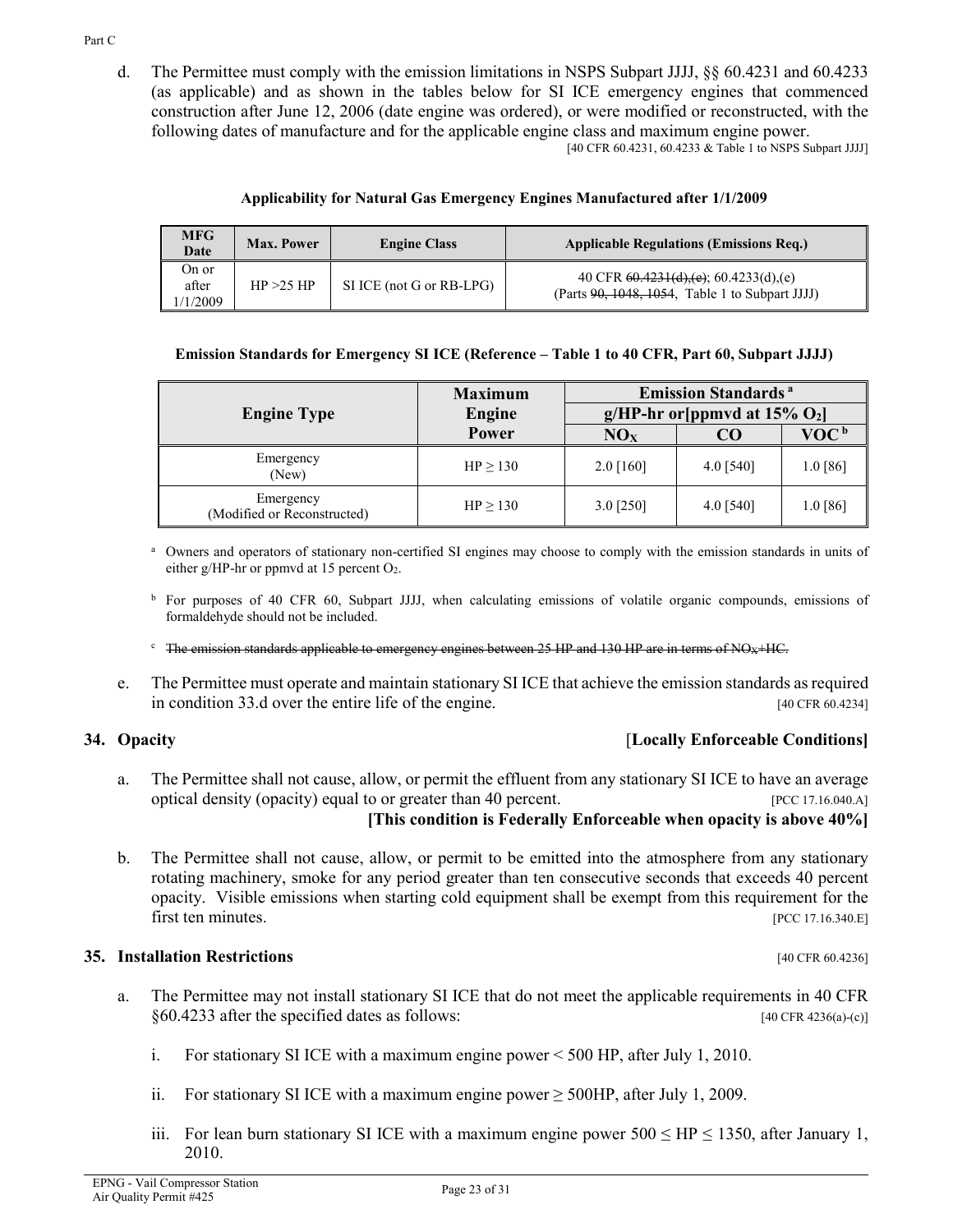d. The Permittee must comply with the emission limitations in NSPS Subpart JJJJ, §§ 60.4231 and 60.4233 (as applicable) and as shown in the tables below for SI ICE emergency engines that commenced construction after June 12, 2006 (date engine was ordered), or were modified or reconstructed, with the following dates of manufacture and for the applicable engine class and maximum engine power. [40 CFR 60.4231, 60.4233 & Table 1 to NSPS Subpart JJJJ]

**Applicability for Natural Gas Emergency Engines Manufactured after 1/1/2009**

| MFG Date | Max. Power | Engine Class | Applicable Regulations (Emissions Req.) |
|---|---|---|---|
| On or after 1/1/2009 | HP >25 HP | SI ICE (not G or RB-LPG) | 40 CFR ~~60.4231(d),(e)~~; 60.4233(d),(e) (Parts ~~90, 1048, 1054~~, Table 1 to Subpart JJJJ) |

**Emission Standards for Emergency SI ICE (Reference – Table 1 to 40 CFR, Part 60, Subpart JJJJ)**

| Engine Type | Maximum Engine Power | Emission Standards [a] g/HP-hr or[ppmvd at 15% $O_2$] | | |
|---|---|---|---|---|
| | | $NO_X$ | CO | VOC [b] |
| Emergency (New) | HP ≥ 130 | 2.0 [160] | 4.0 [540] | 1.0 [86] |
| Emergency (Modified or Reconstructed) | HP ≥ 130 | 3.0 [250] | 4.0 [540] | 1.0 [86] |

[a] Owners and operators of stationary non-certified SI engines may choose to comply with the emission standards in units of either g/HP-hr or ppmvd at 15 percent $O_2$.

[b] For purposes of 40 CFR 60, Subpart JJJJ, when calculating emissions of volatile organic compounds, emissions of formaldehyde should not be included.

[c] ~~The emission standards applicable to emergency engines between 25 HP and 130 HP are in terms of $NO_X$+HC.~~

e. The Permittee must operate and maintain stationary SI ICE that achieve the emission standards as required in condition 33.d over the entire life of the engine. [40 CFR 60.4234]

## 34. Opacity [Locally Enforceable Conditions]

a. The Permittee shall not cause, allow, or permit the effluent from any stationary SI ICE to have an average optical density (opacity) equal to or greater than 40 percent. [PCC 17.16.040.A]

**[This condition is Federally Enforceable when opacity is above 40%]**

b. The Permittee shall not cause, allow, or permit to be emitted into the atmosphere from any stationary rotating machinery, smoke for any period greater than ten consecutive seconds that exceeds 40 percent opacity. Visible emissions when starting cold equipment shall be exempt from this requirement for the first ten minutes. [PCC 17.16.340.E]

## 35. Installation Restrictions [40 CFR 60.4236]

a. The Permittee may not install stationary SI ICE that do not meet the applicable requirements in 40 CFR §60.4233 after the specified dates as follows: [40 CFR 4236(a)-(c)]

i. For stationary SI ICE with a maximum engine power < 500 HP, after July 1, 2010.

ii. For stationary SI ICE with a maximum engine power ≥ 500HP, after July 1, 2009.

iii. For lean burn stationary SI ICE with a maximum engine power 500 ≤ HP ≤ 1350, after January 1, 2010.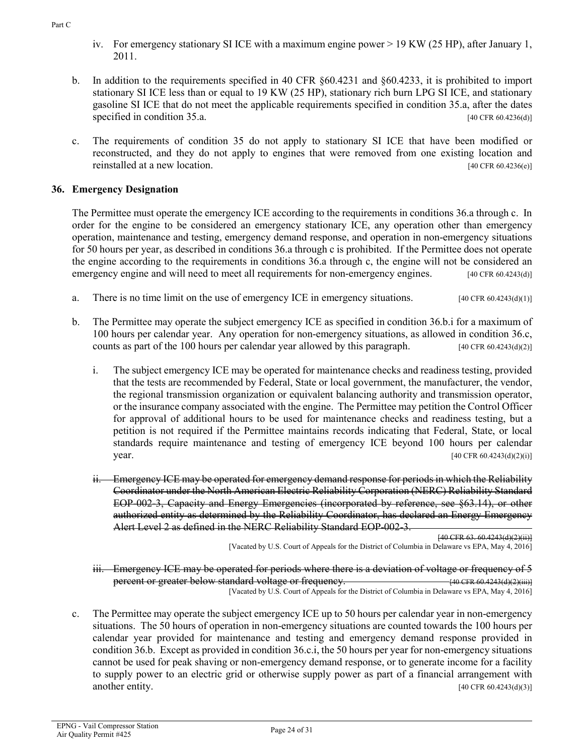iv. For emergency stationary SI ICE with a maximum engine power > 19 KW (25 HP), after January 1, 2011.

b. In addition to the requirements specified in 40 CFR §60.4231 and §60.4233, it is prohibited to import stationary SI ICE less than or equal to 19 KW (25 HP), stationary rich burn LPG SI ICE, and stationary gasoline SI ICE that do not meet the applicable requirements specified in condition 35.a, after the dates specified in condition 35.a. [40 CFR 60.4236(d)]

c. The requirements of condition 35 do not apply to stationary SI ICE that have been modified or reconstructed, and they do not apply to engines that were removed from one existing location and reinstalled at a new location. [40 CFR 60.4236(e)]

### 36. Emergency Designation

The Permittee must operate the emergency ICE according to the requirements in conditions 36.a through c. In order for the engine to be considered an emergency stationary ICE, any operation other than emergency operation, maintenance and testing, emergency demand response, and operation in non-emergency situations for 50 hours per year, as described in conditions 36.a through c is prohibited. If the Permittee does not operate the engine according to the requirements in conditions 36.a through c, the engine will not be considered an emergency engine and will need to meet all requirements for non-emergency engines. [40 CFR 60.4243(d)]

a. There is no time limit on the use of emergency ICE in emergency situations. [40 CFR 60.4243(d)(1)]

b. The Permittee may operate the subject emergency ICE as specified in condition 36.b.i for a maximum of 100 hours per calendar year. Any operation for non-emergency situations, as allowed in condition 36.c, counts as part of the 100 hours per calendar year allowed by this paragraph. [40 CFR 60.4243(d)(2)]

   i. The subject emergency ICE may be operated for maintenance checks and readiness testing, provided that the tests are recommended by Federal, State or local government, the manufacturer, the vendor, the regional transmission organization or equivalent balancing authority and transmission operator, or the insurance company associated with the engine. The Permittee may petition the Control Officer for approval of additional hours to be used for maintenance checks and readiness testing, but a petition is not required if the Permittee maintains records indicating that Federal, State, or local standards require maintenance and testing of emergency ICE beyond 100 hours per calendar year. [40 CFR 60.4243(d)(2)(i)]

   ii. ~~Emergency ICE may be operated for emergency demand response for periods in which the Reliability Coordinator under the North American Electric Reliability Corporation (NERC) Reliability Standard EOP-002-3, Capacity and Energy Emergencies (incorporated by reference, see §63.14), or other authorized entity as determined by the Reliability Coordinator, has declared an Energy Emergency Alert Level 2 as defined in the NERC Reliability Standard EOP-002-3.~~ ~~[40 CFR 63. 60.4243(d)(2)(ii)]~~
   [Vacated by U.S. Court of Appeals for the District of Columbia in Delaware vs EPA, May 4, 2016]

   iii. ~~Emergency ICE may be operated for periods where there is a deviation of voltage or frequency of 5 percent or greater below standard voltage or frequency.~~ ~~[40 CFR 60.4243(d)(2)(iii)]~~
   [Vacated by U.S. Court of Appeals for the District of Columbia in Delaware vs EPA, May 4, 2016]

c. The Permittee may operate the subject emergency ICE up to 50 hours per calendar year in non-emergency situations. The 50 hours of operation in non-emergency situations are counted towards the 100 hours per calendar year provided for maintenance and testing and emergency demand response provided in condition 36.b. Except as provided in condition 36.c.i, the 50 hours per year for non-emergency situations cannot be used for peak shaving or non-emergency demand response, or to generate income for a facility to supply power to an electric grid or otherwise supply power as part of a financial arrangement with another entity. [40 CFR 60.4243(d)(3)]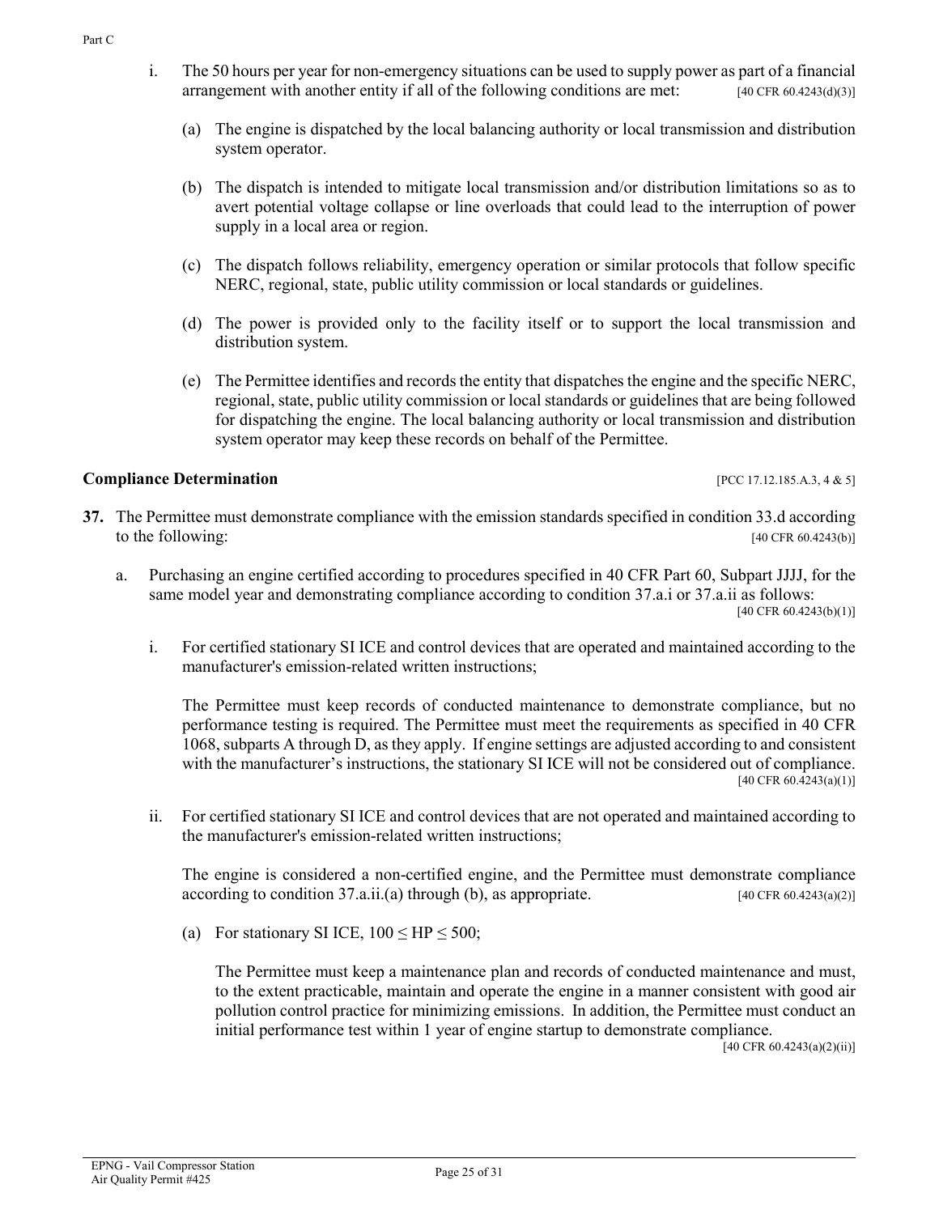i. The 50 hours per year for non-emergency situations can be used to supply power as part of a financial arrangement with another entity if all of the following conditions are met: [40 CFR 60.4243(d)(3)]

   (a) The engine is dispatched by the local balancing authority or local transmission and distribution system operator.

   (b) The dispatch is intended to mitigate local transmission and/or distribution limitations so as to avert potential voltage collapse or line overloads that could lead to the interruption of power supply in a local area or region.

   (c) The dispatch follows reliability, emergency operation or similar protocols that follow specific NERC, regional, state, public utility commission or local standards or guidelines.

   (d) The power is provided only to the facility itself or to support the local transmission and distribution system.

   (e) The Permittee identifies and records the entity that dispatches the engine and the specific NERC, regional, state, public utility commission or local standards or guidelines that are being followed for dispatching the engine. The local balancing authority or local transmission and distribution system operator may keep these records on behalf of the Permittee.

**Compliance Determination** [PCC 17.12.185.A.3, 4 & 5]

**37.** The Permittee must demonstrate compliance with the emission standards specified in condition 33.d according to the following: [40 CFR 60.4243(b)]

a. Purchasing an engine certified according to procedures specified in 40 CFR Part 60, Subpart JJJJ, for the same model year and demonstrating compliance according to condition 37.a.i or 37.a.ii as follows: [40 CFR 60.4243(b)(1)]

   i. For certified stationary SI ICE and control devices that are operated and maintained according to the manufacturer's emission-related written instructions;

   The Permittee must keep records of conducted maintenance to demonstrate compliance, but no performance testing is required. The Permittee must meet the requirements as specified in 40 CFR 1068, subparts A through D, as they apply. If engine settings are adjusted according to and consistent with the manufacturer's instructions, the stationary SI ICE will not be considered out of compliance. [40 CFR 60.4243(a)(1)]

   ii. For certified stationary SI ICE and control devices that are not operated and maintained according to the manufacturer's emission-related written instructions;

   The engine is considered a non-certified engine, and the Permittee must demonstrate compliance according to condition 37.a.ii.(a) through (b), as appropriate. [40 CFR 60.4243(a)(2)]

   (a) For stationary SI ICE, $100 \leq HP \leq 500$;

   The Permittee must keep a maintenance plan and records of conducted maintenance and must, to the extent practicable, maintain and operate the engine in a manner consistent with good air pollution control practice for minimizing emissions. In addition, the Permittee must conduct an initial performance test within 1 year of engine startup to demonstrate compliance. [40 CFR 60.4243(a)(2)(ii)]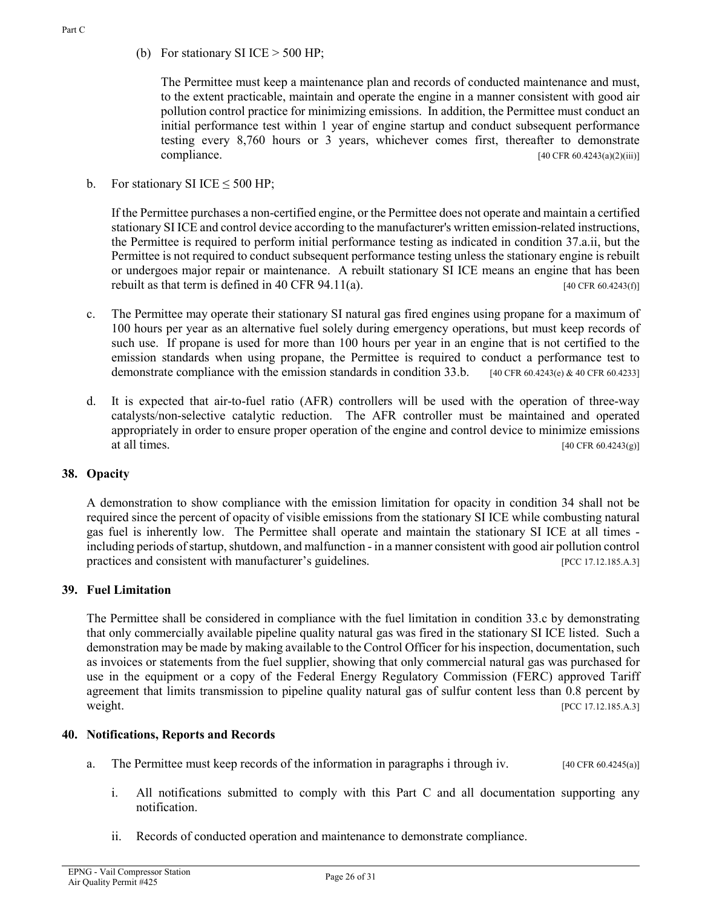(b) For stationary SI ICE > 500 HP;

The Permittee must keep a maintenance plan and records of conducted maintenance and must, to the extent practicable, maintain and operate the engine in a manner consistent with good air pollution control practice for minimizing emissions. In addition, the Permittee must conduct an initial performance test within 1 year of engine startup and conduct subsequent performance testing every 8,760 hours or 3 years, whichever comes first, thereafter to demonstrate compliance. [40 CFR 60.4243(a)(2)(iii)]

b. For stationary SI ICE ≤ 500 HP;

If the Permittee purchases a non-certified engine, or the Permittee does not operate and maintain a certified stationary SI ICE and control device according to the manufacturer's written emission-related instructions, the Permittee is required to perform initial performance testing as indicated in condition 37.a.ii, but the Permittee is not required to conduct subsequent performance testing unless the stationary engine is rebuilt or undergoes major repair or maintenance. A rebuilt stationary SI ICE means an engine that has been rebuilt as that term is defined in 40 CFR 94.11(a). [40 CFR 60.4243(f)]

c. The Permittee may operate their stationary SI natural gas fired engines using propane for a maximum of 100 hours per year as an alternative fuel solely during emergency operations, but must keep records of such use. If propane is used for more than 100 hours per year in an engine that is not certified to the emission standards when using propane, the Permittee is required to conduct a performance test to demonstrate compliance with the emission standards in condition 33.b. [40 CFR 60.4243(e) & 40 CFR 60.4233]

d. It is expected that air-to-fuel ratio (AFR) controllers will be used with the operation of three-way catalysts/non-selective catalytic reduction. The AFR controller must be maintained and operated appropriately in order to ensure proper operation of the engine and control device to minimize emissions at all times. [40 CFR 60.4243(g)]

## 38. Opacity

A demonstration to show compliance with the emission limitation for opacity in condition 34 shall not be required since the percent of opacity of visible emissions from the stationary SI ICE while combusting natural gas fuel is inherently low. The Permittee shall operate and maintain the stationary SI ICE at all times - including periods of startup, shutdown, and malfunction - in a manner consistent with good air pollution control practices and consistent with manufacturer's guidelines. [PCC 17.12.185.A.3]

## 39. Fuel Limitation

The Permittee shall be considered in compliance with the fuel limitation in condition 33.c by demonstrating that only commercially available pipeline quality natural gas was fired in the stationary SI ICE listed. Such a demonstration may be made by making available to the Control Officer for his inspection, documentation, such as invoices or statements from the fuel supplier, showing that only commercial natural gas was purchased for use in the equipment or a copy of the Federal Energy Regulatory Commission (FERC) approved Tariff agreement that limits transmission to pipeline quality natural gas of sulfur content less than 0.8 percent by weight. [PCC 17.12.185.A.3]

## 40. Notifications, Reports and Records

a. The Permittee must keep records of the information in paragraphs i through iv. [40 CFR 60.4245(a)]

i. All notifications submitted to comply with this Part C and all documentation supporting any notification.

ii. Records of conducted operation and maintenance to demonstrate compliance.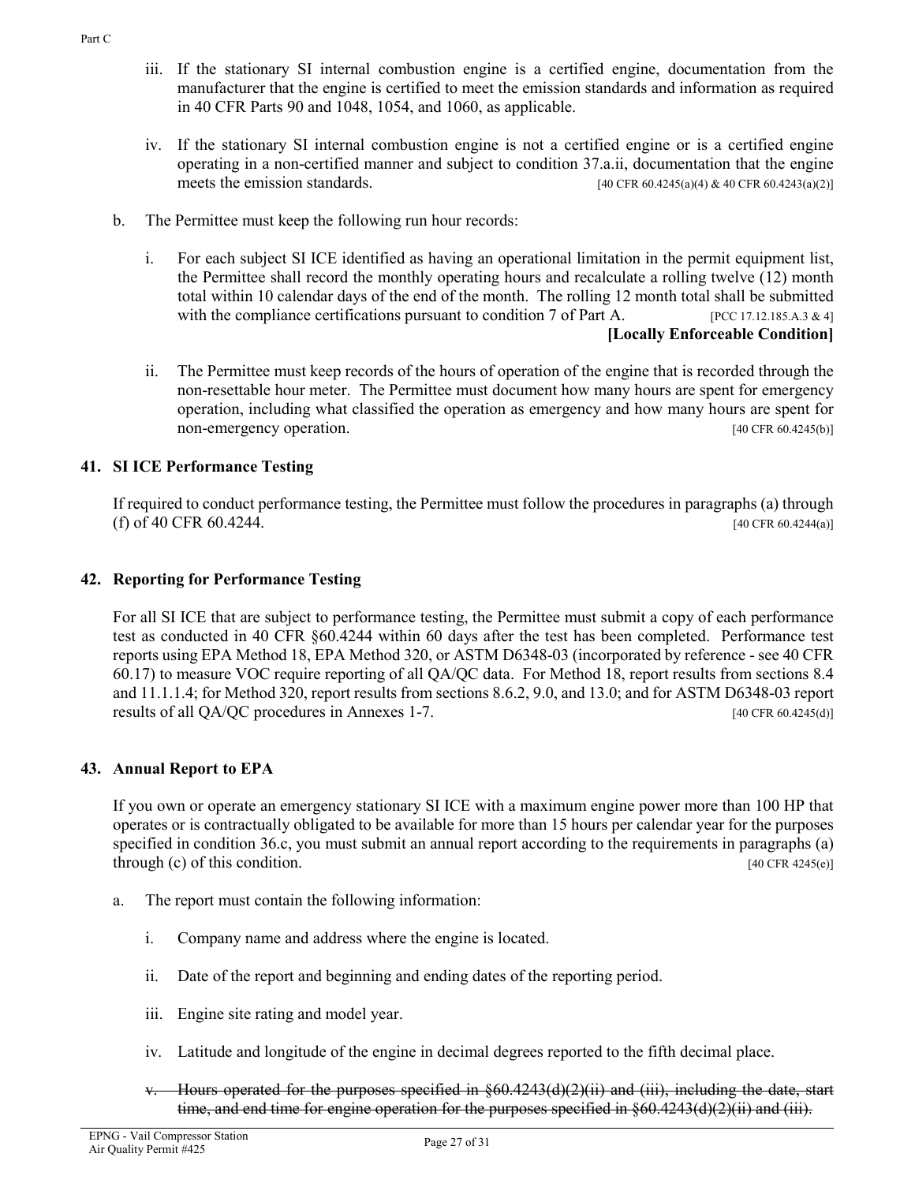iii. If the stationary SI internal combustion engine is a certified engine, documentation from the manufacturer that the engine is certified to meet the emission standards and information as required in 40 CFR Parts 90 and 1048, 1054, and 1060, as applicable.

iv. If the stationary SI internal combustion engine is not a certified engine or is a certified engine operating in a non-certified manner and subject to condition 37.a.ii, documentation that the engine meets the emission standards. [40 CFR 60.4245(a)(4) & 40 CFR 60.4243(a)(2)]

b. The Permittee must keep the following run hour records:

i. For each subject SI ICE identified as having an operational limitation in the permit equipment list, the Permittee shall record the monthly operating hours and recalculate a rolling twelve (12) month total within 10 calendar days of the end of the month. The rolling 12 month total shall be submitted with the compliance certifications pursuant to condition 7 of Part A. [PCC 17.12.185.A.3 & 4]
**[Locally Enforceable Condition]**

ii. The Permittee must keep records of the hours of operation of the engine that is recorded through the non-resettable hour meter. The Permittee must document how many hours are spent for emergency operation, including what classified the operation as emergency and how many hours are spent for non-emergency operation. [40 CFR 60.4245(b)]

### 41. SI ICE Performance Testing

If required to conduct performance testing, the Permittee must follow the procedures in paragraphs (a) through (f) of 40 CFR 60.4244. [40 CFR 60.4244(a)]

### 42. Reporting for Performance Testing

For all SI ICE that are subject to performance testing, the Permittee must submit a copy of each performance test as conducted in 40 CFR §60.4244 within 60 days after the test has been completed. Performance test reports using EPA Method 18, EPA Method 320, or ASTM D6348-03 (incorporated by reference - see 40 CFR 60.17) to measure VOC require reporting of all QA/QC data. For Method 18, report results from sections 8.4 and 11.1.1.4; for Method 320, report results from sections 8.6.2, 9.0, and 13.0; and for ASTM D6348-03 report results of all QA/QC procedures in Annexes 1-7. [40 CFR 60.4245(d)]

### 43. Annual Report to EPA

If you own or operate an emergency stationary SI ICE with a maximum engine power more than 100 HP that operates or is contractually obligated to be available for more than 15 hours per calendar year for the purposes specified in condition 36.c, you must submit an annual report according to the requirements in paragraphs (a) through (c) of this condition. [40 CFR 4245(e)]

a. The report must contain the following information:

i. Company name and address where the engine is located.

ii. Date of the report and beginning and ending dates of the reporting period.

iii. Engine site rating and model year.

iv. Latitude and longitude of the engine in decimal degrees reported to the fifth decimal place.

~~v. Hours operated for the purposes specified in §60.4243(d)(2)(ii) and (iii), including the date, start time, and end time for engine operation for the purposes specified in §60.4243(d)(2)(ii) and (iii).~~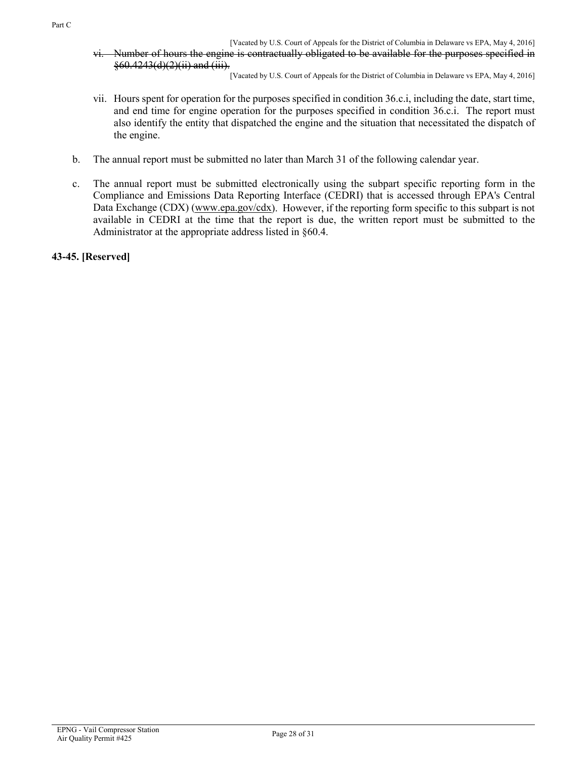[Vacated by U.S. Court of Appeals for the District of Columbia in Delaware vs EPA, May 4, 2016]

vi. ~~Number of hours the engine is contractually obligated to be available for the purposes specified in §60.4243(d)(2)(ii) and (iii).~~

[Vacated by U.S. Court of Appeals for the District of Columbia in Delaware vs EPA, May 4, 2016]

vii. Hours spent for operation for the purposes specified in condition 36.c.i, including the date, start time, and end time for engine operation for the purposes specified in condition 36.c.i. The report must also identify the entity that dispatched the engine and the situation that necessitated the dispatch of the engine.

b. The annual report must be submitted no later than March 31 of the following calendar year.

c. The annual report must be submitted electronically using the subpart specific reporting form in the Compliance and Emissions Data Reporting Interface (CEDRI) that is accessed through EPA's Central Data Exchange (CDX) (www.epa.gov/cdx). However, if the reporting form specific to this subpart is not available in CEDRI at the time that the report is due, the written report must be submitted to the Administrator at the appropriate address listed in §60.4.

**43-45. [Reserved]**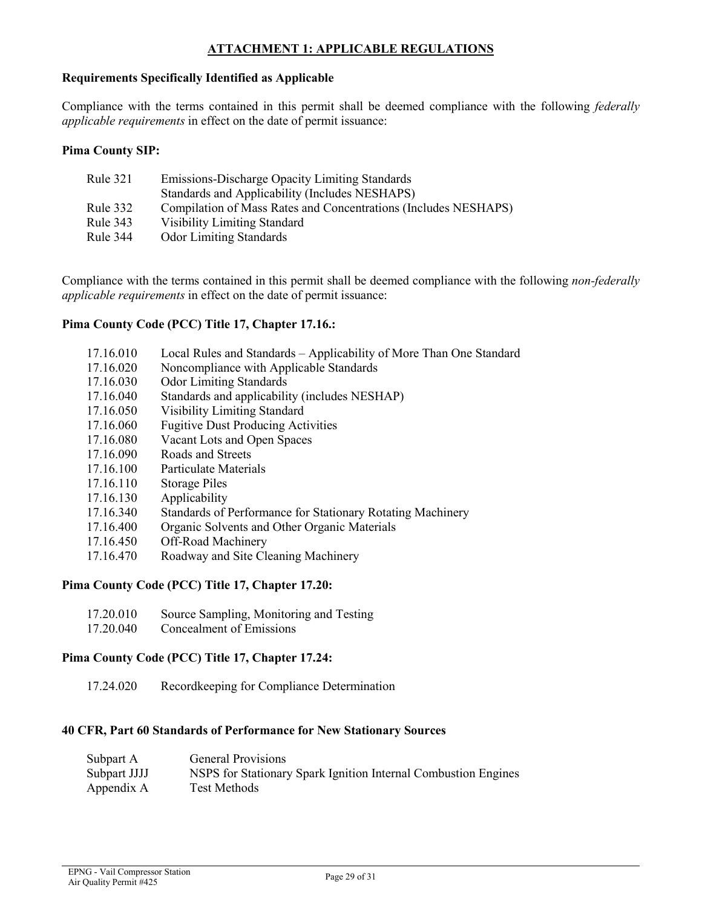## ATTACHMENT 1: APPLICABLE REGULATIONS

**Requirements Specifically Identified as Applicable**

Compliance with the terms contained in this permit shall be deemed compliance with the following *federally applicable requirements* in effect on the date of permit issuance:

**Pima County SIP:**

| | |
|---|---|
| Rule 321 | Emissions-Discharge Opacity Limiting Standards<br>Standards and Applicability (Includes NESHAPS) |
| Rule 332 | Compilation of Mass Rates and Concentrations (Includes NESHAPS) |
| Rule 343 | Visibility Limiting Standard |
| Rule 344 | Odor Limiting Standards |

Compliance with the terms contained in this permit shall be deemed compliance with the following *non-federally applicable requirements* in effect on the date of permit issuance:

**Pima County Code (PCC) Title 17, Chapter 17.16.:**

| | |
|---|---|
| 17.16.010 | Local Rules and Standards – Applicability of More Than One Standard |
| 17.16.020 | Noncompliance with Applicable Standards |
| 17.16.030 | Odor Limiting Standards |
| 17.16.040 | Standards and applicability (includes NESHAP) |
| 17.16.050 | Visibility Limiting Standard |
| 17.16.060 | Fugitive Dust Producing Activities |
| 17.16.080 | Vacant Lots and Open Spaces |
| 17.16.090 | Roads and Streets |
| 17.16.100 | Particulate Materials |
| 17.16.110 | Storage Piles |
| 17.16.130 | Applicability |
| 17.16.340 | Standards of Performance for Stationary Rotating Machinery |
| 17.16.400 | Organic Solvents and Other Organic Materials |
| 17.16.450 | Off-Road Machinery |
| 17.16.470 | Roadway and Site Cleaning Machinery |

**Pima County Code (PCC) Title 17, Chapter 17.20:**

| | |
|---|---|
| 17.20.010 | Source Sampling, Monitoring and Testing |
| 17.20.040 | Concealment of Emissions |

**Pima County Code (PCC) Title 17, Chapter 17.24:**

| | |
|---|---|
| 17.24.020 | Recordkeeping for Compliance Determination |

**40 CFR, Part 60 Standards of Performance for New Stationary Sources**

| | |
|---|---|
| Subpart A | General Provisions |
| Subpart JJJJ | NSPS for Stationary Spark Ignition Internal Combustion Engines |
| Appendix A | Test Methods |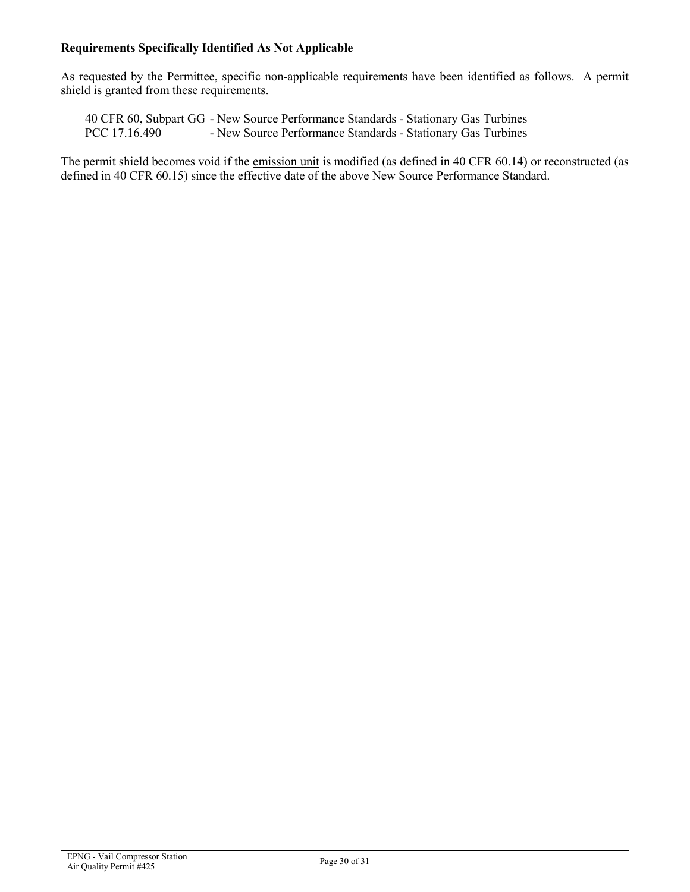**Requirements Specifically Identified As Not Applicable**

As requested by the Permittee, specific non-applicable requirements have been identified as follows. A permit shield is granted from these requirements.

40 CFR 60, Subpart GG - New Source Performance Standards - Stationary Gas Turbines
PCC 17.16.490 - New Source Performance Standards - Stationary Gas Turbines

The permit shield becomes void if the <u>emission unit</u> is modified (as defined in 40 CFR 60.14) or reconstructed (as defined in 40 CFR 60.15) since the effective date of the above New Source Performance Standard.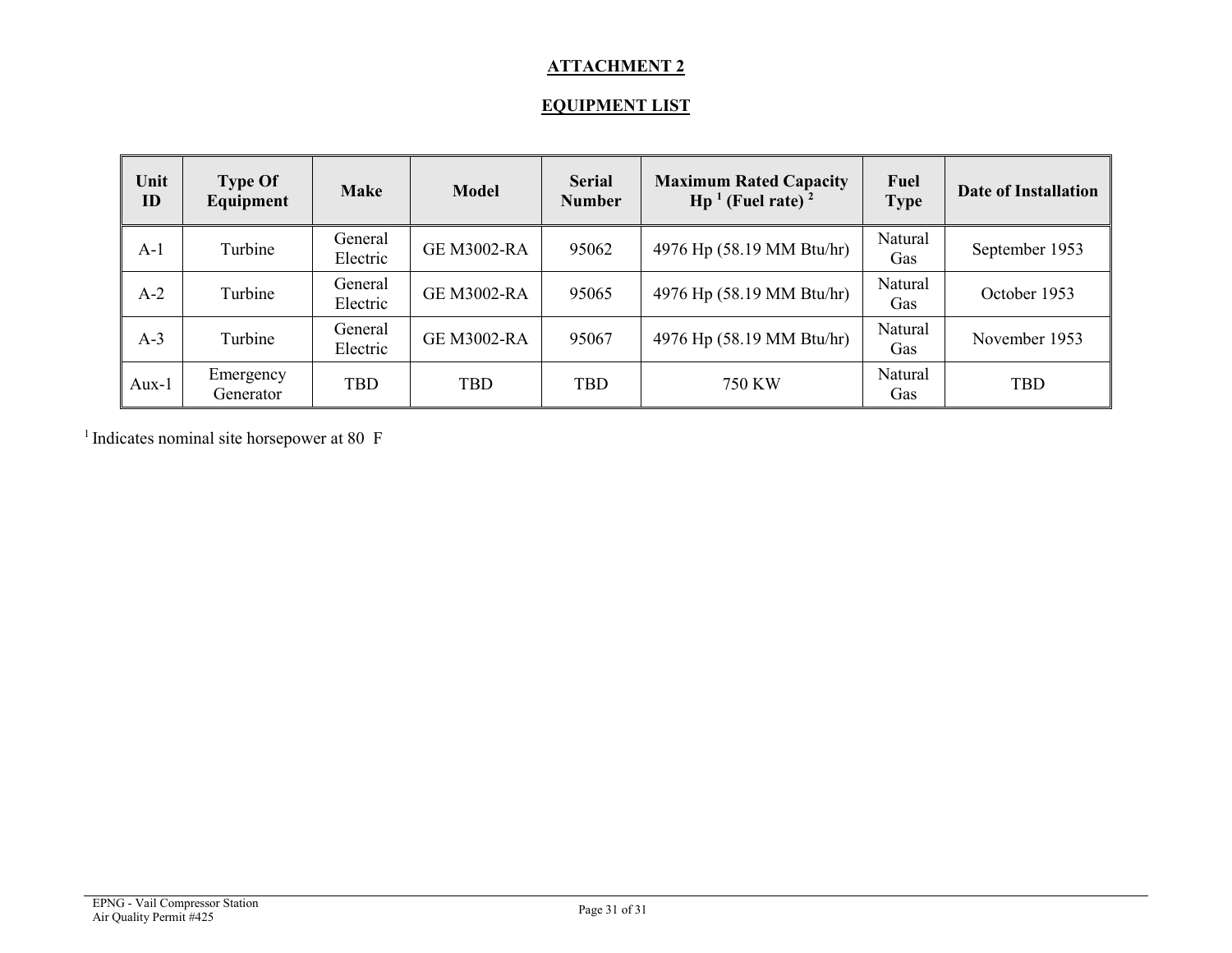# ATTACHMENT 2

## EQUIPMENT LIST

| Unit ID | Type Of Equipment | Make | Model | Serial Number | Maximum Rated Capacity Hp [1] (Fuel rate) [2] | Fuel Type | Date of Installation |
|---|---|---|---|---|---|---|---|
| A-1 | Turbine | General Electric | GE M3002-RA | 95062 | 4976 Hp (58.19 MM Btu/hr) | Natural Gas | September 1953 |
| A-2 | Turbine | General Electric | GE M3002-RA | 95065 | 4976 Hp (58.19 MM Btu/hr) | Natural Gas | October 1953 |
| A-3 | Turbine | General Electric | GE M3002-RA | 95067 | 4976 Hp (58.19 MM Btu/hr) | Natural Gas | November 1953 |
| Aux-1 | Emergency Generator | TBD | TBD | TBD | 750 KW | Natural Gas | TBD |

[1] Indicates nominal site horsepower at 80 F